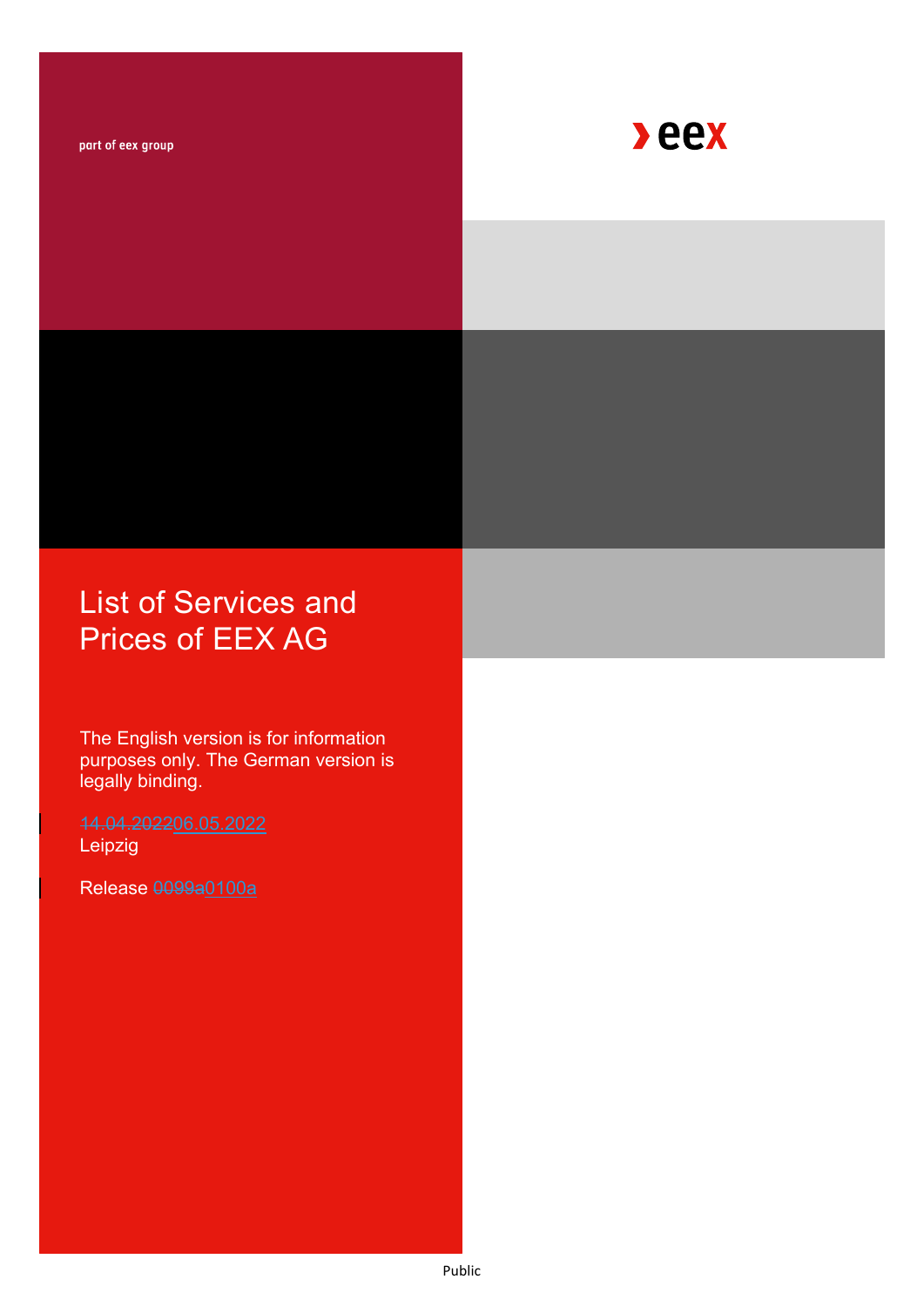part of eex group

# List of Services and Prices of EEX AG

The English version is for information purposes only. The German version is legally binding.

~~14.04.2022~~06.05.2022
Leipzig

Release ~~0099a~~0100a

Public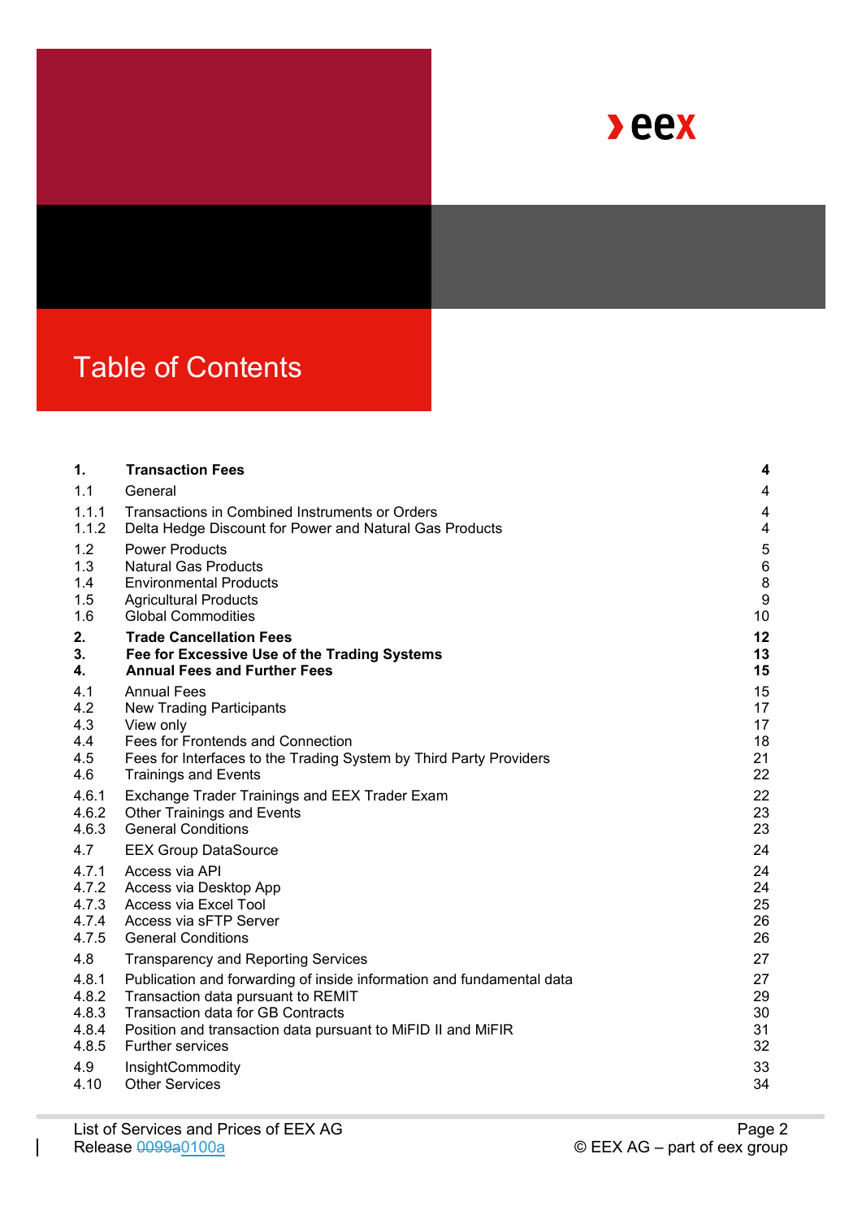# Table of Contents

| | | |
|---|---|---|
| **1.** | **Transaction Fees** | **4** |
| 1.1 | General | 4 |
| 1.1.1 | Transactions in Combined Instruments or Orders | 4 |
| 1.1.2 | Delta Hedge Discount for Power and Natural Gas Products | 4 |
| 1.2 | Power Products | 5 |
| 1.3 | Natural Gas Products | 6 |
| 1.4 | Environmental Products | 8 |
| 1.5 | Agricultural Products | 9 |
| 1.6 | Global Commodities | 10 |
| **2.** | **Trade Cancellation Fees** | **12** |
| **3.** | **Fee for Excessive Use of the Trading Systems** | **13** |
| **4.** | **Annual Fees and Further Fees** | **15** |
| 4.1 | Annual Fees | 15 |
| 4.2 | New Trading Participants | 17 |
| 4.3 | View only | 17 |
| 4.4 | Fees for Frontends and Connection | 18 |
| 4.5 | Fees for Interfaces to the Trading System by Third Party Providers | 21 |
| 4.6 | Trainings and Events | 22 |
| 4.6.1 | Exchange Trader Trainings and EEX Trader Exam | 22 |
| 4.6.2 | Other Trainings and Events | 23 |
| 4.6.3 | General Conditions | 23 |
| 4.7 | EEX Group DataSource | 24 |
| 4.7.1 | Access via API | 24 |
| 4.7.2 | Access via Desktop App | 24 |
| 4.7.3 | Access via Excel Tool | 25 |
| 4.7.4 | Access via sFTP Server | 26 |
| 4.7.5 | General Conditions | 26 |
| 4.8 | Transparency and Reporting Services | 27 |
| 4.8.1 | Publication and forwarding of inside information and fundamental data | 27 |
| 4.8.2 | Transaction data pursuant to REMIT | 29 |
| 4.8.3 | Transaction data for GB Contracts | 30 |
| 4.8.4 | Position and transaction data pursuant to MiFID II and MiFIR | 31 |
| 4.8.5 | Further services | 32 |
| 4.9 | InsightCommodity | 33 |
| 4.10 | Other Services | 34 |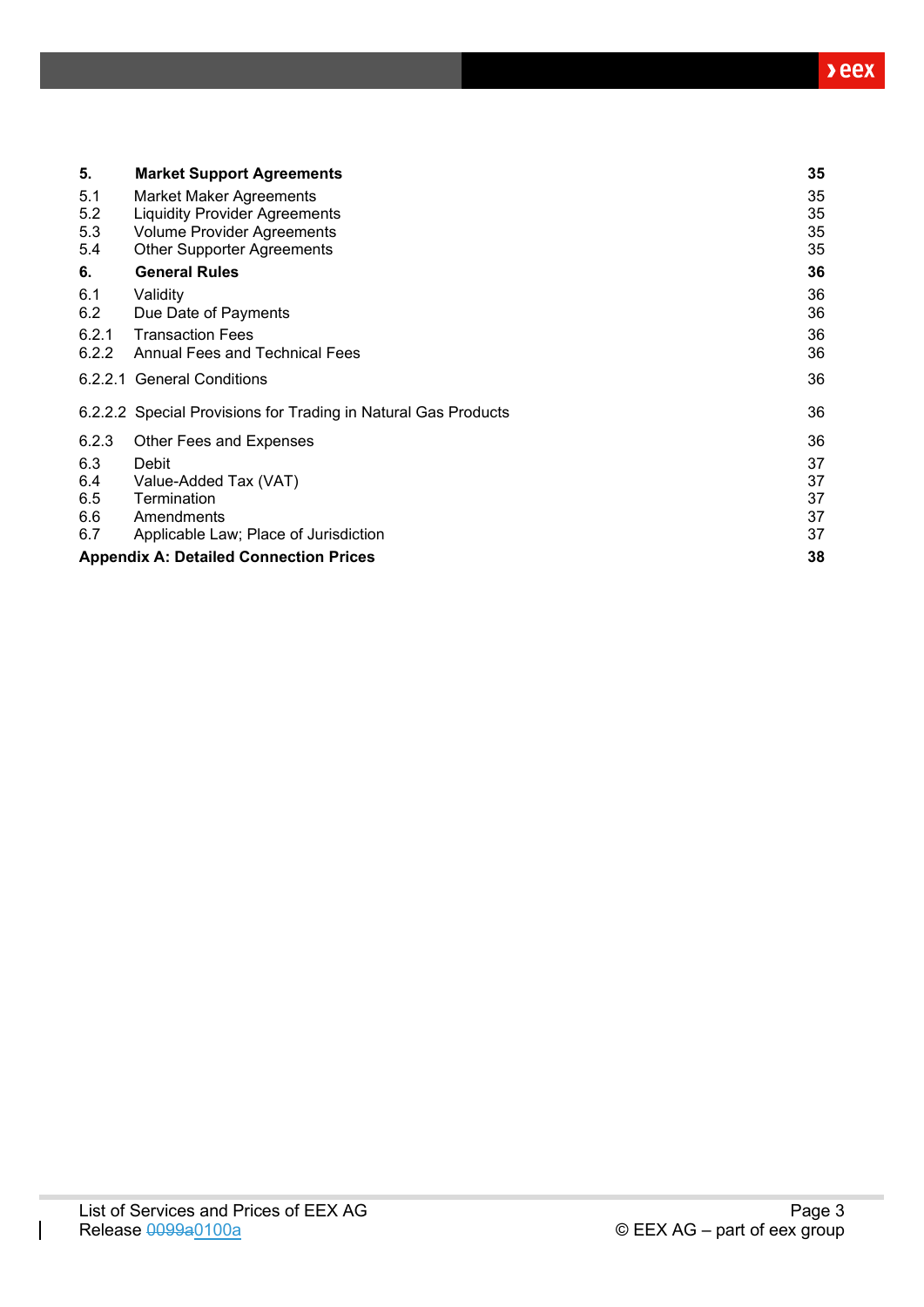| | | |
|---|---|---|
| **5.** | **Market Support Agreements** | **35** |
| 5.1 | Market Maker Agreements | 35 |
| 5.2 | Liquidity Provider Agreements | 35 |
| 5.3 | Volume Provider Agreements | 35 |
| 5.4 | Other Supporter Agreements | 35 |
| **6.** | **General Rules** | **36** |
| 6.1 | Validity | 36 |
| 6.2 | Due Date of Payments | 36 |
| 6.2.1 | Transaction Fees | 36 |
| 6.2.2 | Annual Fees and Technical Fees | 36 |
| 6.2.2.1 | General Conditions | 36 |
| 6.2.2.2 | Special Provisions for Trading in Natural Gas Products | 36 |
| 6.2.3 | Other Fees and Expenses | 36 |
| 6.3 | Debit | 37 |
| 6.4 | Value-Added Tax (VAT) | 37 |
| 6.5 | Termination | 37 |
| 6.6 | Amendments | 37 |
| 6.7 | Applicable Law; Place of Jurisdiction | 37 |
| **Appendix A: Detailed Connection Prices** | | **38** |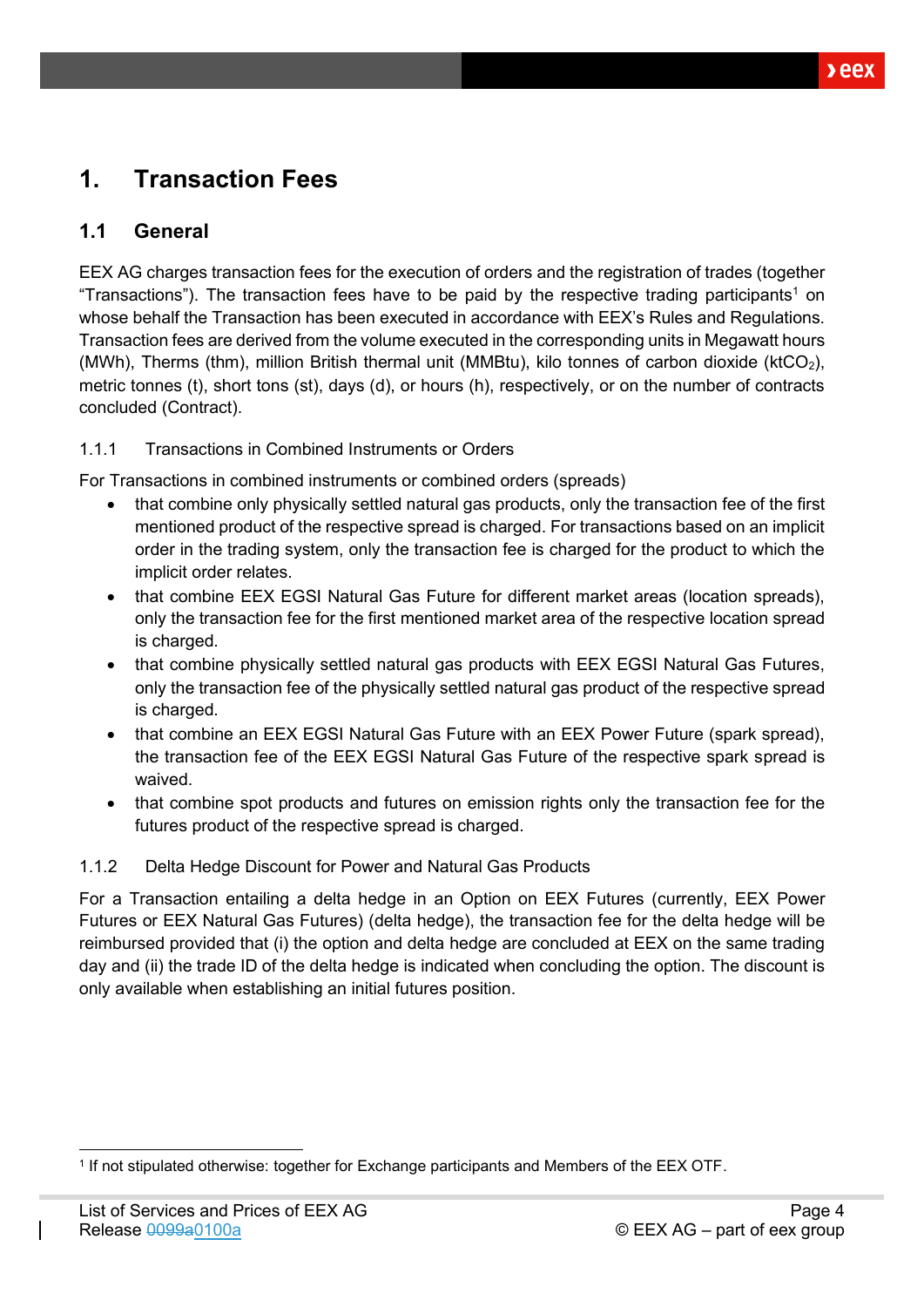# 1. Transaction Fees

## 1.1 General

EEX AG charges transaction fees for the execution of orders and the registration of trades (together "Transactions"). The transaction fees have to be paid by the respective trading participants[1] on whose behalf the Transaction has been executed in accordance with EEX's Rules and Regulations. Transaction fees are derived from the volume executed in the corresponding units in Megawatt hours (MWh), Therms (thm), million British thermal unit (MMBtu), kilo tonnes of carbon dioxide ($ktCO_2$), metric tonnes (t), short tons (st), days (d), or hours (h), respectively, or on the number of contracts concluded (Contract).

### 1.1.1 Transactions in Combined Instruments or Orders

For Transactions in combined instruments or combined orders (spreads)

- that combine only physically settled natural gas products, only the transaction fee of the first mentioned product of the respective spread is charged. For transactions based on an implicit order in the trading system, only the transaction fee is charged for the product to which the implicit order relates.
- that combine EEX EGSI Natural Gas Future for different market areas (location spreads), only the transaction fee for the first mentioned market area of the respective location spread is charged.
- that combine physically settled natural gas products with EEX EGSI Natural Gas Futures, only the transaction fee of the physically settled natural gas product of the respective spread is charged.
- that combine an EEX EGSI Natural Gas Future with an EEX Power Future (spark spread), the transaction fee of the EEX EGSI Natural Gas Future of the respective spark spread is waived.
- that combine spot products and futures on emission rights only the transaction fee for the futures product of the respective spread is charged.

### 1.1.2 Delta Hedge Discount for Power and Natural Gas Products

For a Transaction entailing a delta hedge in an Option on EEX Futures (currently, EEX Power Futures or EEX Natural Gas Futures) (delta hedge), the transaction fee for the delta hedge will be reimbursed provided that (i) the option and delta hedge are concluded at EEX on the same trading day and (ii) the trade ID of the delta hedge is indicated when concluding the option. The discount is only available when establishing an initial futures position.

[1] If not stipulated otherwise: together for Exchange participants and Members of the EEX OTF.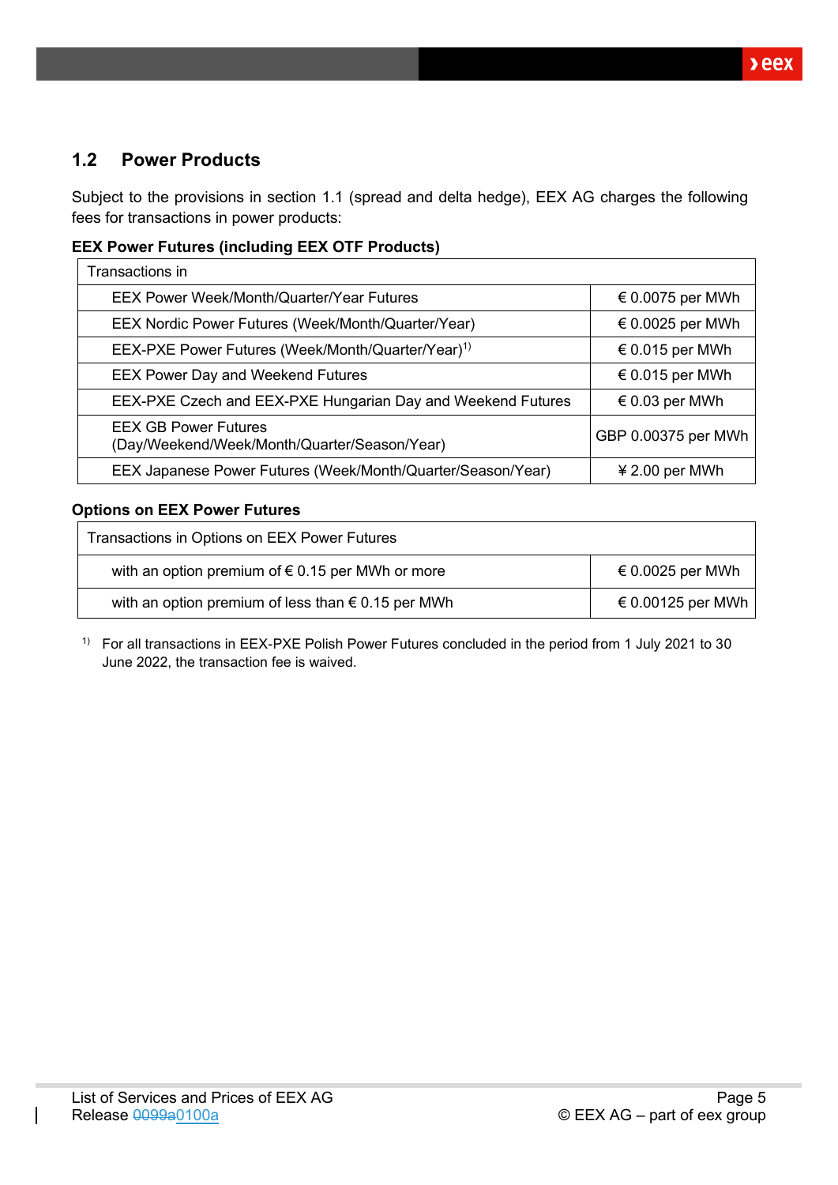## 1.2 Power Products

Subject to the provisions in section 1.1 (spread and delta hedge), EEX AG charges the following fees for transactions in power products:

**EEX Power Futures (including EEX OTF Products)**

| Transactions in | |
|---|---|
| EEX Power Week/Month/Quarter/Year Futures | € 0.0075 per MWh |
| EEX Nordic Power Futures (Week/Month/Quarter/Year) | € 0.0025 per MWh |
| EEX-PXE Power Futures (Week/Month/Quarter/Year)[1) ] | € 0.015 per MWh |
| EEX Power Day and Weekend Futures | € 0.015 per MWh |
| EEX-PXE Czech and EEX-PXE Hungarian Day and Weekend Futures | € 0.03 per MWh |
| EEX GB Power Futures (Day/Weekend/Week/Month/Quarter/Season/Year) | GBP 0.00375 per MWh |
| EEX Japanese Power Futures (Week/Month/Quarter/Season/Year) | ¥ 2.00 per MWh |

**Options on EEX Power Futures**

| Transactions in Options on EEX Power Futures | |
|---|---|
| with an option premium of € 0.15 per MWh or more | € 0.0025 per MWh |
| with an option premium of less than € 0.15 per MWh | € 0.00125 per MWh |

[1)] For all transactions in EEX-PXE Polish Power Futures concluded in the period from 1 July 2021 to 30 June 2022, the transaction fee is waived.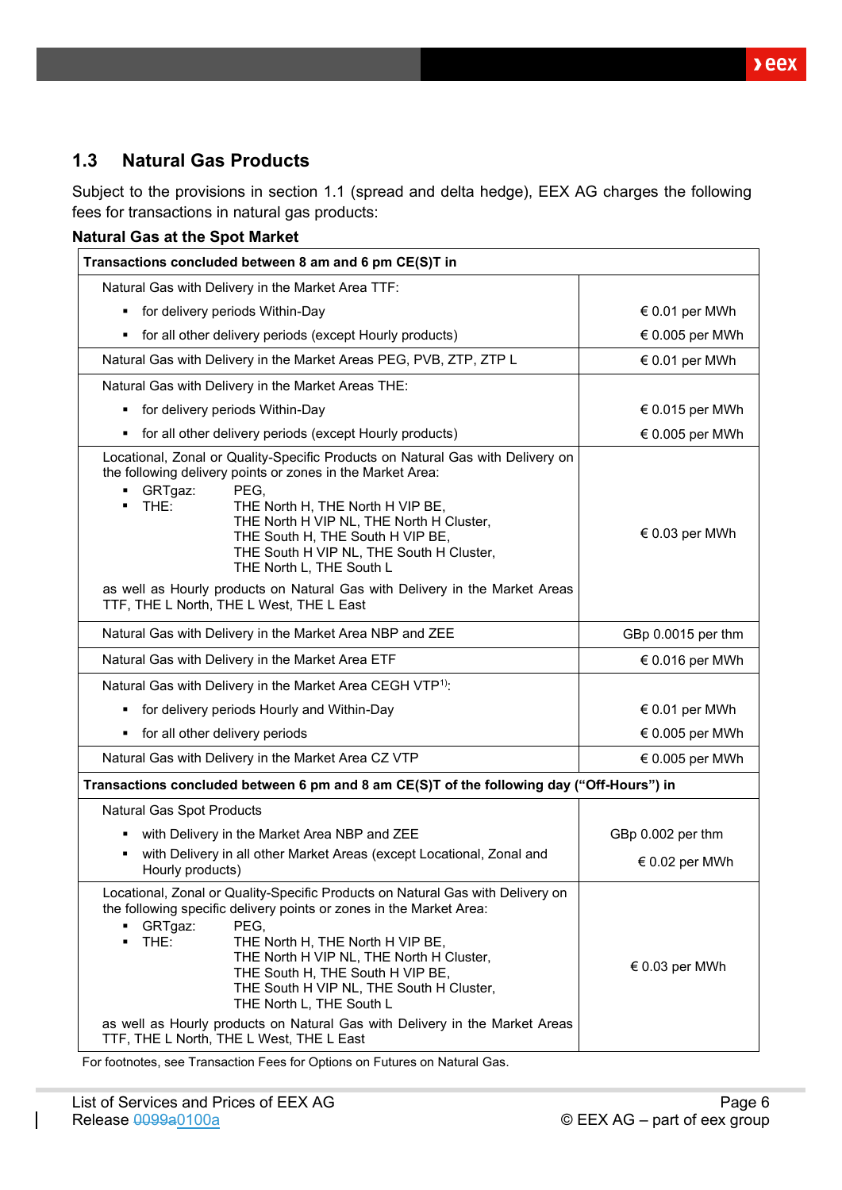## 1.3 Natural Gas Products

Subject to the provisions in section 1.1 (spread and delta hedge), EEX AG charges the following fees for transactions in natural gas products:

**Natural Gas at the Spot Market**

| **Transactions concluded between 8 am and 6 pm CE(S)T in** | |
|---|---|
| Natural Gas with Delivery in the Market Area TTF:<br>▪ for delivery periods Within-Day<br>▪ for all other delivery periods (except Hourly products) | <br>€ 0.01 per MWh<br>€ 0.005 per MWh |
| Natural Gas with Delivery in the Market Areas PEG, PVB, ZTP, ZTP L | € 0.01 per MWh |
| Natural Gas with Delivery in the Market Areas THE:<br>▪ for delivery periods Within-Day<br>▪ for all other delivery periods (except Hourly products) | <br>€ 0.015 per MWh<br>€ 0.005 per MWh |
| Locational, Zonal or Quality-Specific Products on Natural Gas with Delivery on the following delivery points or zones in the Market Area:<br>▪ GRTgaz: PEG,<br>▪ THE: THE North H, THE North H VIP BE, THE North H VIP NL, THE North H Cluster, THE South H, THE South H VIP BE, THE South H VIP NL, THE South H Cluster, THE North L, THE South L<br>as well as Hourly products on Natural Gas with Delivery in the Market Areas TTF, THE L North, THE L West, THE L East | € 0.03 per MWh |
| Natural Gas with Delivery in the Market Area NBP and ZEE | GBp 0.0015 per thm |
| Natural Gas with Delivery in the Market Area ETF | € 0.016 per MWh |
| Natural Gas with Delivery in the Market Area CEGH VTP[1]:<br>▪ for delivery periods Hourly and Within-Day<br>▪ for all other delivery periods | <br>€ 0.01 per MWh<br>€ 0.005 per MWh |
| Natural Gas with Delivery in the Market Area CZ VTP | € 0.005 per MWh |
| **Transactions concluded between 6 pm and 8 am CE(S)T of the following day ("Off-Hours") in** | |
| Natural Gas Spot Products<br>▪ with Delivery in the Market Area NBP and ZEE<br>▪ with Delivery in all other Market Areas (except Locational, Zonal and Hourly products) | <br>GBp 0.002 per thm<br>€ 0.02 per MWh |
| Locational, Zonal or Quality-Specific Products on Natural Gas with Delivery on the following specific delivery points or zones in the Market Area:<br>▪ GRTgaz: PEG,<br>▪ THE: THE North H, THE North H VIP BE, THE North H VIP NL, THE North H Cluster, THE South H, THE South H VIP BE, THE South H VIP NL, THE South H Cluster, THE North L, THE South L<br>as well as Hourly products on Natural Gas with Delivery in the Market Areas TTF, THE L North, THE L West, THE L East | € 0.03 per MWh |

For footnotes, see Transaction Fees for Options on Futures on Natural Gas.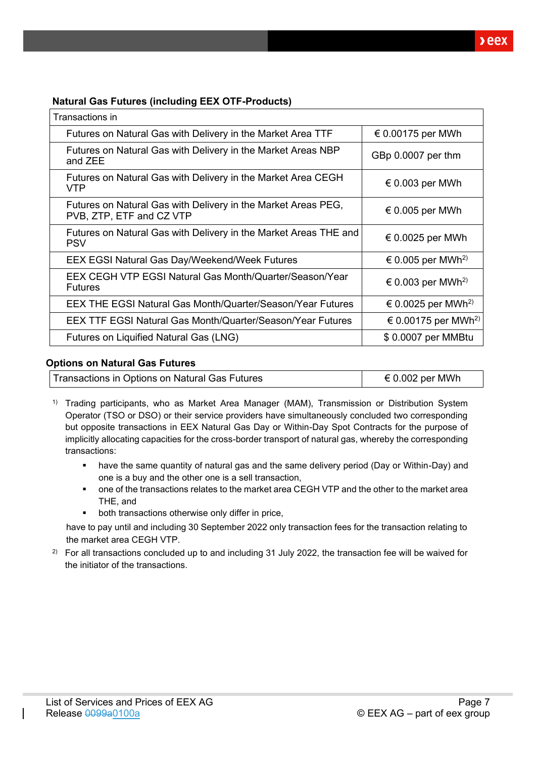**Natural Gas Futures (including EEX OTF-Products)**

| Transactions in | |
|---|---|
| Futures on Natural Gas with Delivery in the Market Area TTF | € 0.00175 per MWh |
| Futures on Natural Gas with Delivery in the Market Areas NBP and ZEE | GBp 0.0007 per thm |
| Futures on Natural Gas with Delivery in the Market Area CEGH VTP | € 0.003 per MWh |
| Futures on Natural Gas with Delivery in the Market Areas PEG, PVB, ZTP, ETF and CZ VTP | € 0.005 per MWh |
| Futures on Natural Gas with Delivery in the Market Areas THE and PSV | € 0.0025 per MWh |
| EEX EGSI Natural Gas Day/Weekend/Week Futures | € 0.005 per MWh[2)] |
| EEX CEGH VTP EGSI Natural Gas Month/Quarter/Season/Year Futures | € 0.003 per MWh[2)] |
| EEX THE EGSI Natural Gas Month/Quarter/Season/Year Futures | € 0.0025 per MWh[2)] |
| EEX TTF EGSI Natural Gas Month/Quarter/Season/Year Futures | € 0.00175 per MWh[2)] |
| Futures on Liquified Natural Gas (LNG) | $ 0.0007 per MMBtu |

**Options on Natural Gas Futures**

| Transactions in Options on Natural Gas Futures | € 0.002 per MWh |
|---|---|

1) Trading participants, who as Market Area Manager (MAM), Transmission or Distribution System Operator (TSO or DSO) or their service providers have simultaneously concluded two corresponding but opposite transactions in EEX Natural Gas Day or Within-Day Spot Contracts for the purpose of implicitly allocating capacities for the cross-border transport of natural gas, whereby the corresponding transactions:

- have the same quantity of natural gas and the same delivery period (Day or Within-Day) and one is a buy and the other one is a sell transaction,
- one of the transactions relates to the market area CEGH VTP and the other to the market area THE, and
- both transactions otherwise only differ in price,

have to pay until and including 30 September 2022 only transaction fees for the transaction relating to the market area CEGH VTP.

2) For all transactions concluded up to and including 31 July 2022, the transaction fee will be waived for the initiator of the transactions.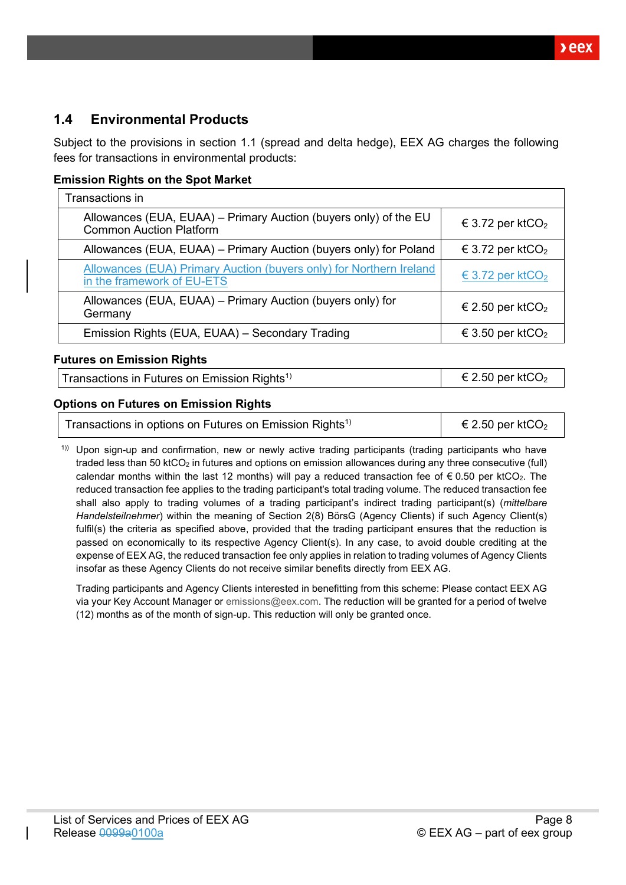## 1.4 Environmental Products

Subject to the provisions in section 1.1 (spread and delta hedge), EEX AG charges the following fees for transactions in environmental products:

**Emission Rights on the Spot Market**

| Transactions in | |
|---|---|
| Allowances (EUA, EUAA) – Primary Auction (buyers only) of the EU Common Auction Platform | € 3.72 per $ktCO_2$ |
| Allowances (EUA, EUAA) – Primary Auction (buyers only) for Poland | € 3.72 per $ktCO_2$ |
| Allowances (EUA) Primary Auction (buyers only) for Northern Ireland in the framework of EU-ETS | € 3.72 per $ktCO_2$ |
| Allowances (EUA, EUAA) – Primary Auction (buyers only) for Germany | € 2.50 per $ktCO_2$ |
| Emission Rights (EUA, EUAA) – Secondary Trading | € 3.50 per $ktCO_2$ |

**Futures on Emission Rights**

| | |
|---|---|
| Transactions in Futures on Emission Rights[1)] | € 2.50 per $ktCO_2$ |

**Options on Futures on Emission Rights**

| | |
|---|---|
| Transactions in options on Futures on Emission Rights[1)] | € 2.50 per $ktCO_2$ |

[1)] Upon sign-up and confirmation, new or newly active trading participants (trading participants who have traded less than 50 $ktCO_2$ in futures and options on emission allowances during any three consecutive (full) calendar months within the last 12 months) will pay a reduced transaction fee of € 0.50 per $ktCO_2$. The reduced transaction fee applies to the trading participant's total trading volume. The reduced transaction fee shall also apply to trading volumes of a trading participant's indirect trading participant(s) (*mittelbare Handelsteilnehmer*) within the meaning of Section 2(8) BörsG (Agency Clients) if such Agency Client(s) fulfil(s) the criteria as specified above, provided that the trading participant ensures that the reduction is passed on economically to its respective Agency Client(s). In any case, to avoid double crediting at the expense of EEX AG, the reduced transaction fee only applies in relation to trading volumes of Agency Clients insofar as these Agency Clients do not receive similar benefits directly from EEX AG.

Trading participants and Agency Clients interested in benefitting from this scheme: Please contact EEX AG via your Key Account Manager or emissions@eex.com. The reduction will be granted for a period of twelve (12) months as of the month of sign-up. This reduction will only be granted once.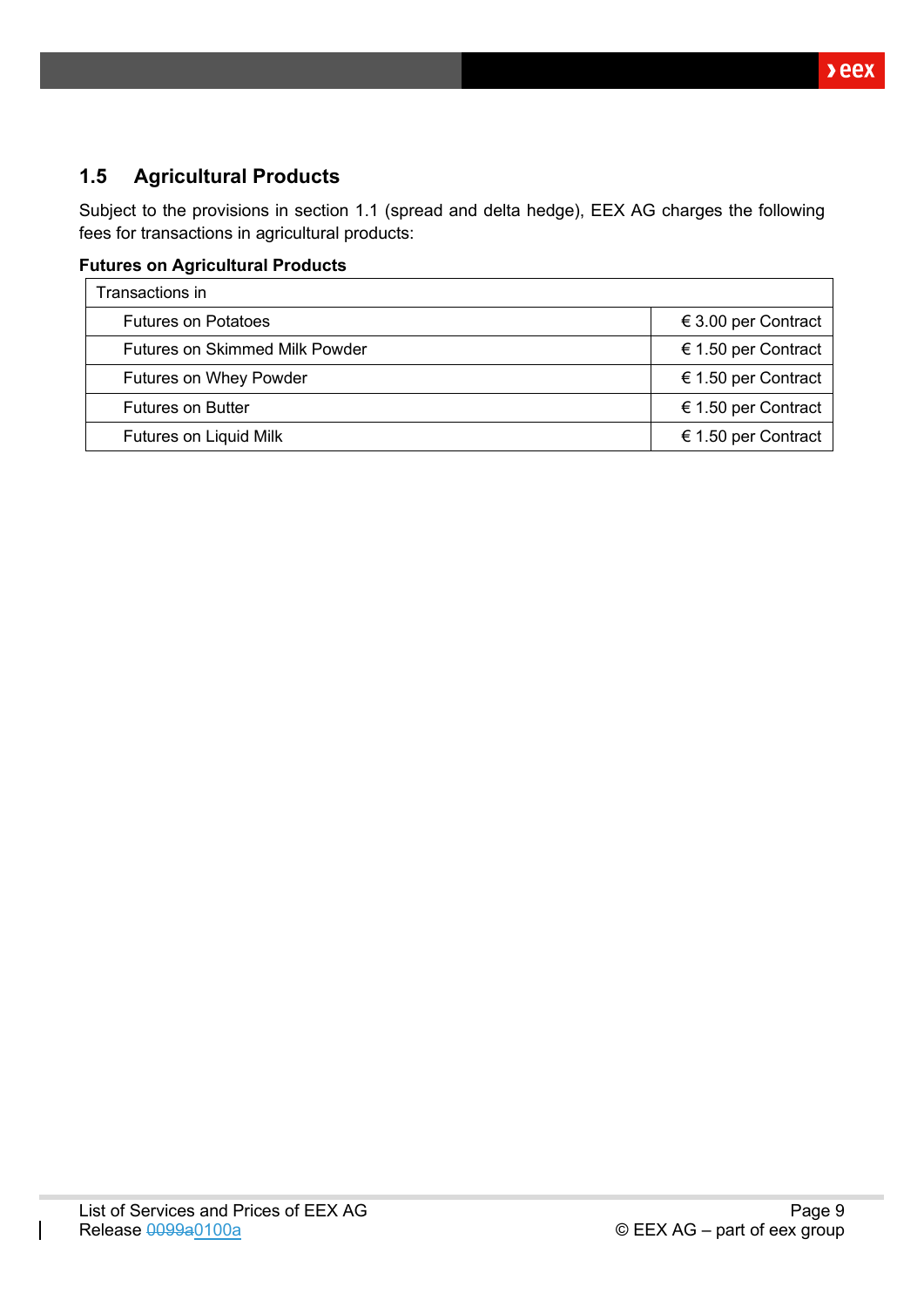## 1.5 Agricultural Products

Subject to the provisions in section 1.1 (spread and delta hedge), EEX AG charges the following fees for transactions in agricultural products:

**Futures on Agricultural Products**

| Transactions in | |
|---|---|
| Futures on Potatoes | € 3.00 per Contract |
| Futures on Skimmed Milk Powder | € 1.50 per Contract |
| Futures on Whey Powder | € 1.50 per Contract |
| Futures on Butter | € 1.50 per Contract |
| Futures on Liquid Milk | € 1.50 per Contract |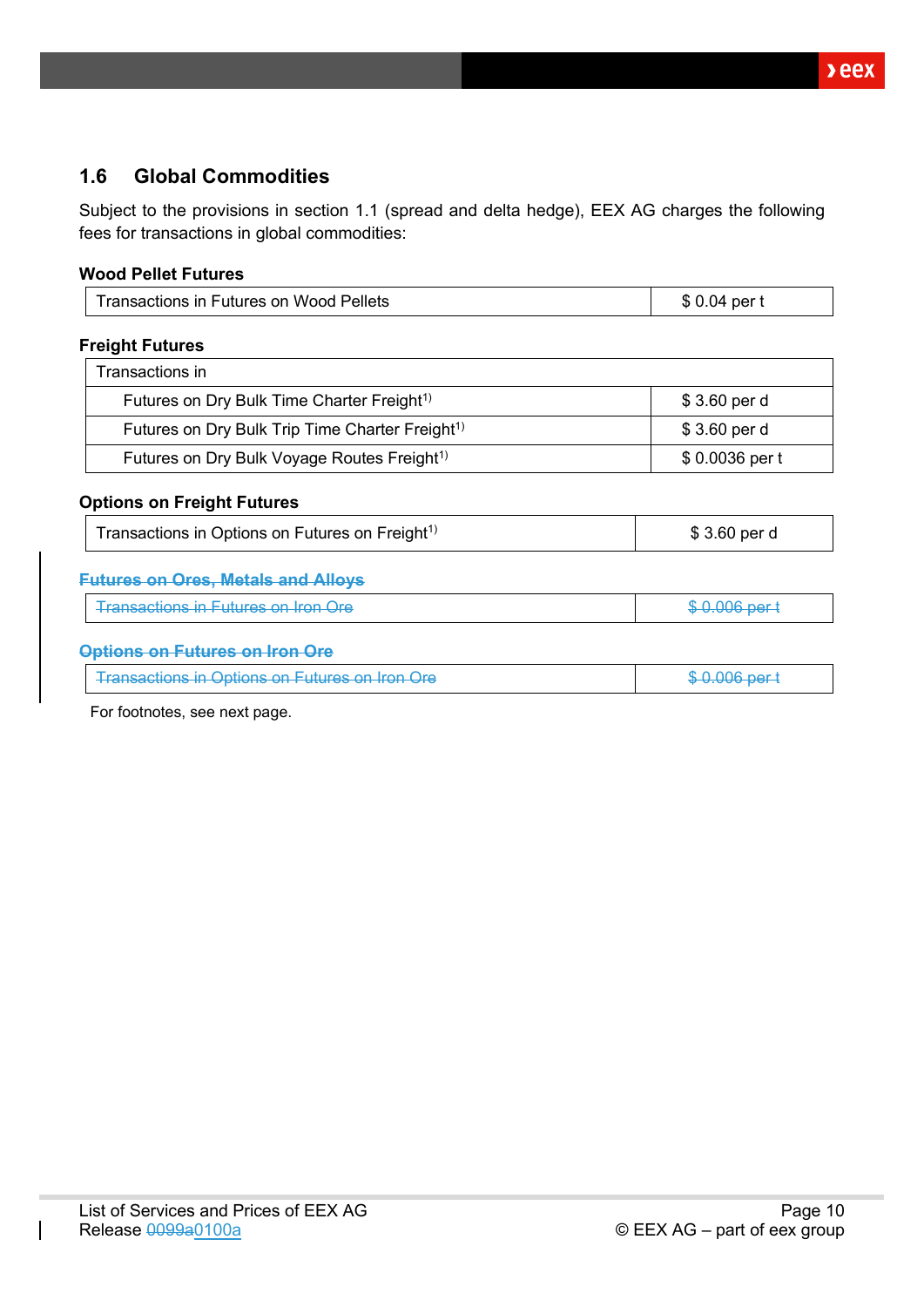## 1.6 Global Commodities

Subject to the provisions in section 1.1 (spread and delta hedge), EEX AG charges the following fees for transactions in global commodities:

**Wood Pellet Futures**

| Transactions in Futures on Wood Pellets | $ 0.04 per t |
|---|---|

**Freight Futures**

| Transactions in | |
|---|---|
| Futures on Dry Bulk Time Charter Freight[1)] | $ 3.60 per d |
| Futures on Dry Bulk Trip Time Charter Freight[1)] | $ 3.60 per d |
| Futures on Dry Bulk Voyage Routes Freight[1)] | $ 0.0036 per t |

**Options on Freight Futures**

| Transactions in Options on Futures on Freight[1)] | $ 3.60 per d |
|---|---|

~~**Futures on Ores, Metals and Alloys**~~

| ~~Transactions in Futures on Iron Ore~~ | ~~$ 0.006 per t~~ |
|---|---|

~~**Options on Futures on Iron Ore**~~

| ~~Transactions in Options on Futures on Iron Ore~~ | ~~$ 0.006 per t~~ |
|---|---|

For footnotes, see next page.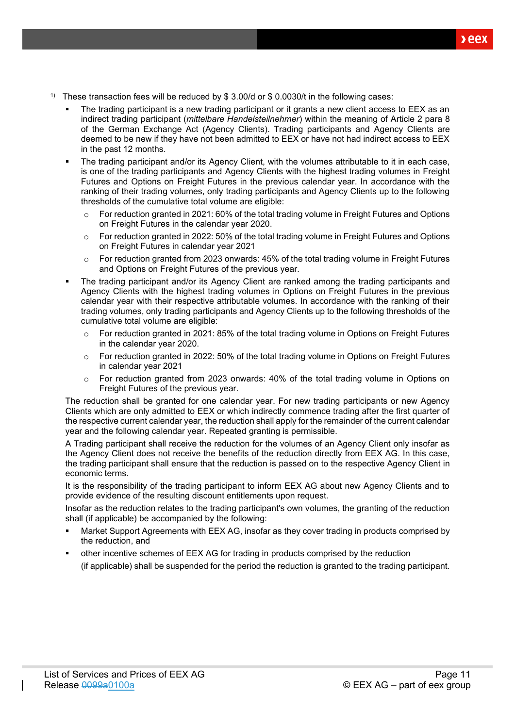[1] These transaction fees will be reduced by $ 3.00/d or $ 0.0030/t in the following cases:

- The trading participant is a new trading participant or it grants a new client access to EEX as an indirect trading participant (*mittelbare Handelsteilnehmer*) within the meaning of Article 2 para 8 of the German Exchange Act (Agency Clients). Trading participants and Agency Clients are deemed to be new if they have not been admitted to EEX or have not had indirect access to EEX in the past 12 months.
- The trading participant and/or its Agency Client, with the volumes attributable to it in each case, is one of the trading participants and Agency Clients with the highest trading volumes in Freight Futures and Options on Freight Futures in the previous calendar year. In accordance with the ranking of their trading volumes, only trading participants and Agency Clients up to the following thresholds of the cumulative total volume are eligible:
  - For reduction granted in 2021: 60% of the total trading volume in Freight Futures and Options on Freight Futures in the calendar year 2020.
  - For reduction granted in 2022: 50% of the total trading volume in Freight Futures and Options on Freight Futures in calendar year 2021
  - For reduction granted from 2023 onwards: 45% of the total trading volume in Freight Futures and Options on Freight Futures of the previous year.
- The trading participant and/or its Agency Client are ranked among the trading participants and Agency Clients with the highest trading volumes in Options on Freight Futures in the previous calendar year with their respective attributable volumes. In accordance with the ranking of their trading volumes, only trading participants and Agency Clients up to the following thresholds of the cumulative total volume are eligible:
  - For reduction granted in 2021: 85% of the total trading volume in Options on Freight Futures in the calendar year 2020.
  - For reduction granted in 2022: 50% of the total trading volume in Options on Freight Futures in calendar year 2021
  - For reduction granted from 2023 onwards: 40% of the total trading volume in Options on Freight Futures of the previous year.

The reduction shall be granted for one calendar year. For new trading participants or new Agency Clients which are only admitted to EEX or which indirectly commence trading after the first quarter of the respective current calendar year, the reduction shall apply for the remainder of the current calendar year and the following calendar year. Repeated granting is permissible.

A Trading participant shall receive the reduction for the volumes of an Agency Client only insofar as the Agency Client does not receive the benefits of the reduction directly from EEX AG. In this case, the trading participant shall ensure that the reduction is passed on to the respective Agency Client in economic terms.

It is the responsibility of the trading participant to inform EEX AG about new Agency Clients and to provide evidence of the resulting discount entitlements upon request.

Insofar as the reduction relates to the trading participant's own volumes, the granting of the reduction shall (if applicable) be accompanied by the following:

- Market Support Agreements with EEX AG, insofar as they cover trading in products comprised by the reduction, and
- other incentive schemes of EEX AG for trading in products comprised by the reduction

  (if applicable) shall be suspended for the period the reduction is granted to the trading participant.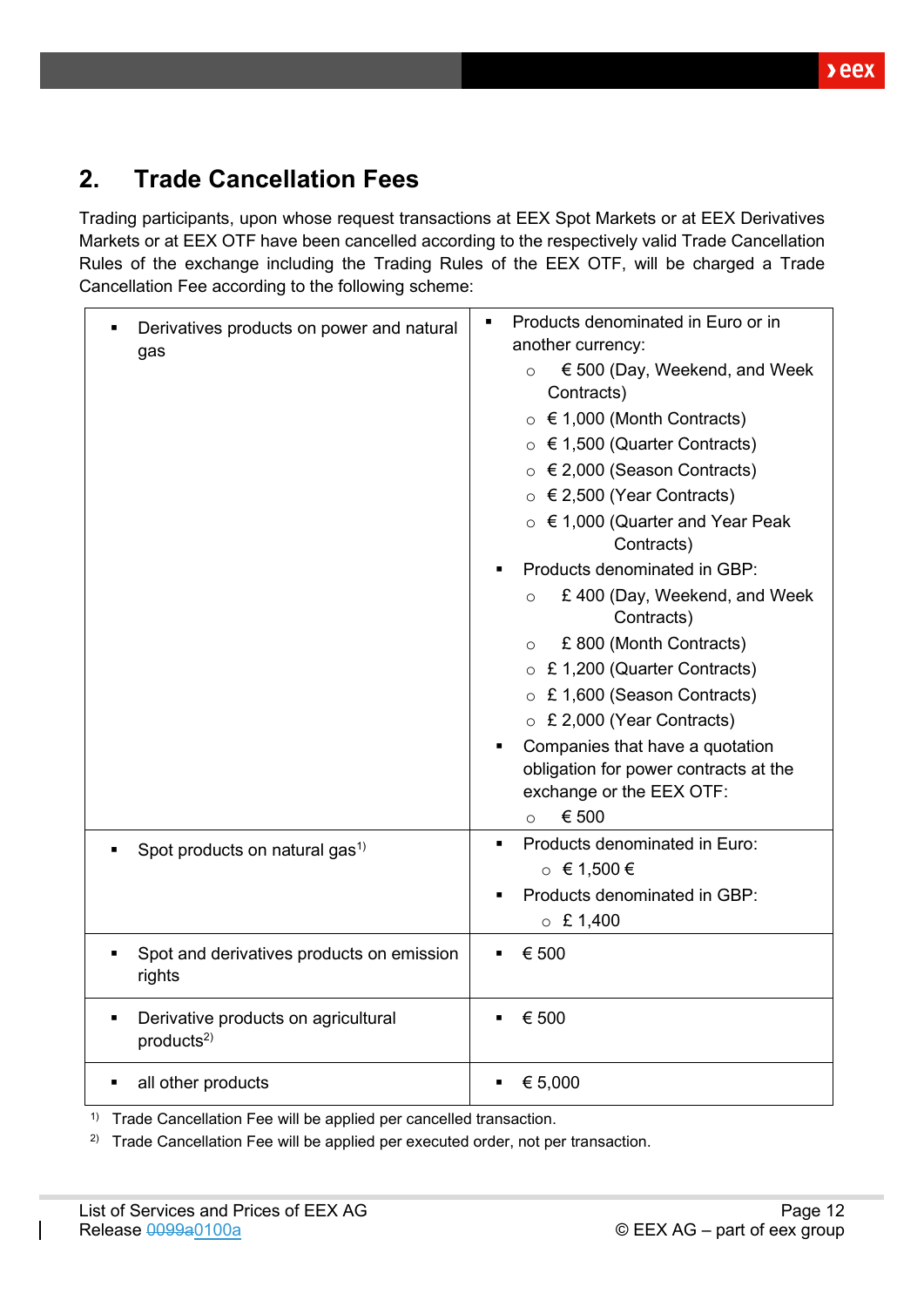## 2. Trade Cancellation Fees

Trading participants, upon whose request transactions at EEX Spot Markets or at EEX Derivatives Markets or at EEX OTF have been cancelled according to the respectively valid Trade Cancellation Rules of the exchange including the Trading Rules of the EEX OTF, will be charged a Trade Cancellation Fee according to the following scheme:

| Product | Fee |
|---|---|
| ▪ Derivatives products on power and natural gas | ▪ Products denominated in Euro or in another currency:<br>○ € 500 (Day, Weekend, and Week Contracts)<br>○ € 1,000 (Month Contracts)<br>○ € 1,500 (Quarter Contracts)<br>○ € 2,000 (Season Contracts)<br>○ € 2,500 (Year Contracts)<br>○ € 1,000 (Quarter and Year Peak Contracts)<br>▪ Products denominated in GBP:<br>○ £ 400 (Day, Weekend, and Week Contracts)<br>○ £ 800 (Month Contracts)<br>○ £ 1,200 (Quarter Contracts)<br>○ £ 1,600 (Season Contracts)<br>○ £ 2,000 (Year Contracts)<br>▪ Companies that have a quotation obligation for power contracts at the exchange or the EEX OTF:<br>○ € 500 |
| ▪ Spot products on natural gas[1)] | ▪ Products denominated in Euro:<br>○ € 1,500 €<br>▪ Products denominated in GBP:<br>○ £ 1,400 |
| ▪ Spot and derivatives products on emission rights | ▪ € 500 |
| ▪ Derivative products on agricultural products[2)] | ▪ € 500 |
| ▪ all other products | ▪ € 5,000 |

1) Trade Cancellation Fee will be applied per cancelled transaction.

2) Trade Cancellation Fee will be applied per executed order, not per transaction.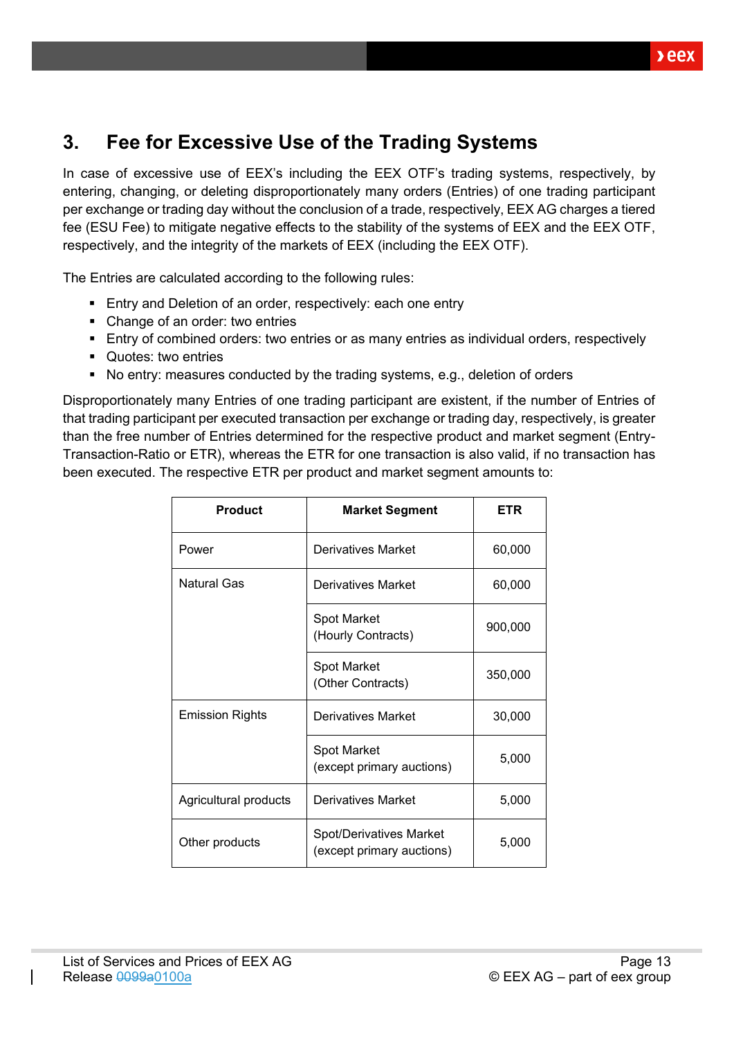## 3. Fee for Excessive Use of the Trading Systems

In case of excessive use of EEX's including the EEX OTF's trading systems, respectively, by entering, changing, or deleting disproportionately many orders (Entries) of one trading participant per exchange or trading day without the conclusion of a trade, respectively, EEX AG charges a tiered fee (ESU Fee) to mitigate negative effects to the stability of the systems of EEX and the EEX OTF, respectively, and the integrity of the markets of EEX (including the EEX OTF).

The Entries are calculated according to the following rules:

- Entry and Deletion of an order, respectively: each one entry
- Change of an order: two entries
- Entry of combined orders: two entries or as many entries as individual orders, respectively
- Quotes: two entries
- No entry: measures conducted by the trading systems, e.g., deletion of orders

Disproportionately many Entries of one trading participant are existent, if the number of Entries of that trading participant per executed transaction per exchange or trading day, respectively, is greater than the free number of Entries determined for the respective product and market segment (Entry-Transaction-Ratio or ETR), whereas the ETR for one transaction is also valid, if no transaction has been executed. The respective ETR per product and market segment amounts to:

| Product | Market Segment | ETR |
|---|---|---|
| Power | Derivatives Market | 60,000 |
| Natural Gas | Derivatives Market | 60,000 |
| | Spot Market (Hourly Contracts) | 900,000 |
| | Spot Market (Other Contracts) | 350,000 |
| Emission Rights | Derivatives Market | 30,000 |
| | Spot Market (except primary auctions) | 5,000 |
| Agricultural products | Derivatives Market | 5,000 |
| Other products | Spot/Derivatives Market (except primary auctions) | 5,000 |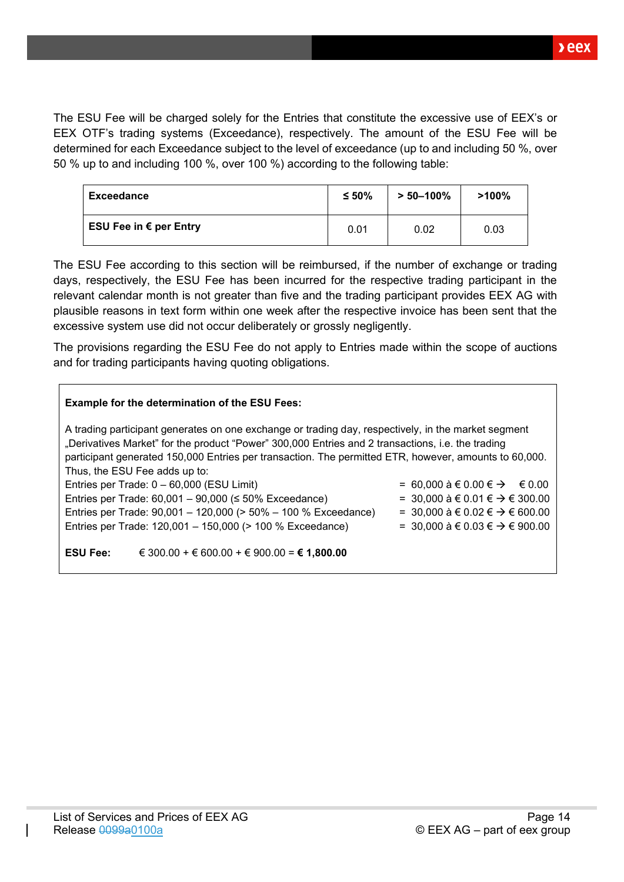The ESU Fee will be charged solely for the Entries that constitute the excessive use of EEX's or EEX OTF's trading systems (Exceedance), respectively. The amount of the ESU Fee will be determined for each Exceedance subject to the level of exceedance (up to and including 50 %, over 50 % up to and including 100 %, over 100 %) according to the following table:

| Exceedance | ≤ 50% | > 50–100% | >100% |
|---|---|---|---|
| **ESU Fee in € per Entry** | 0.01 | 0.02 | 0.03 |

The ESU Fee according to this section will be reimbursed, if the number of exchange or trading days, respectively, the ESU Fee has been incurred for the respective trading participant in the relevant calendar month is not greater than five and the trading participant provides EEX AG with plausible reasons in text form within one week after the respective invoice has been sent that the excessive system use did not occur deliberately or grossly negligently.

The provisions regarding the ESU Fee do not apply to Entries made within the scope of auctions and for trading participants having quoting obligations.

**Example for the determination of the ESU Fees:**

A trading participant generates on one exchange or trading day, respectively, in the market segment „Derivatives Market" for the product "Power" 300,000 Entries and 2 transactions, i.e. the trading participant generated 150,000 Entries per transaction. The permitted ETR, however, amounts to 60,000. Thus, the ESU Fee adds up to:

| | |
|---|---|
| Entries per Trade: 0 – 60,000 (ESU Limit) | = 60,000 à € 0.00 € → € 0.00 |
| Entries per Trade: 60,001 – 90,000 (≤ 50% Exceedance) | = 30,000 à € 0.01 € → € 300.00 |
| Entries per Trade: 90,001 – 120,000 (> 50% – 100 % Exceedance) | = 30,000 à € 0.02 € → € 600.00 |
| Entries per Trade: 120,001 – 150,000 (> 100 % Exceedance) | = 30,000 à € 0.03 € → € 900.00 |

**ESU Fee:** € 300.00 + € 600.00 + € 900.00 = **€ 1,800.00**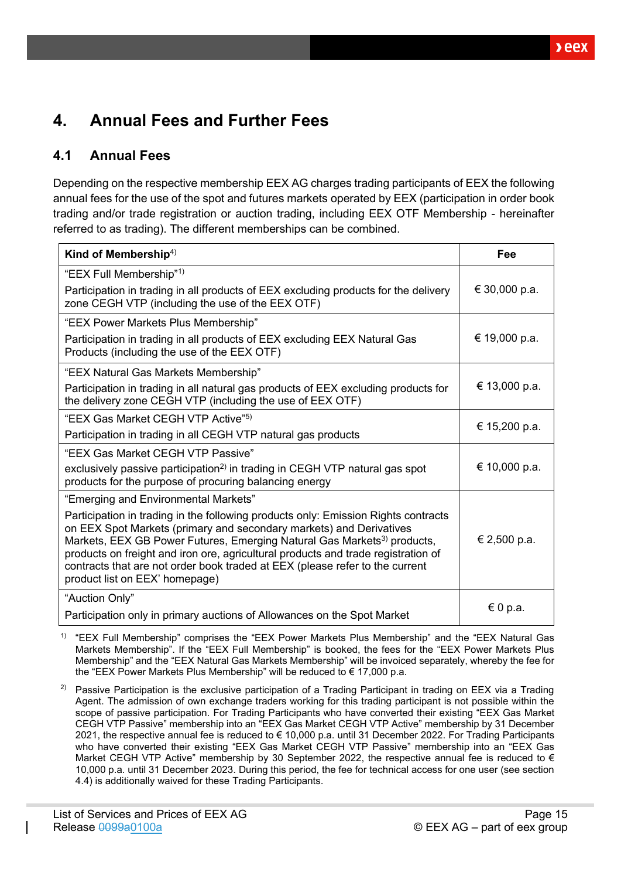# 4. Annual Fees and Further Fees

## 4.1 Annual Fees

Depending on the respective membership EEX AG charges trading participants of EEX the following annual fees for the use of the spot and futures markets operated by EEX (participation in order book trading and/or trade registration or auction trading, including EEX OTF Membership - hereinafter referred to as trading). The different memberships can be combined.

| Kind of Membership[4] | Fee |
|---|---|
| "EEX Full Membership"[1]<br>Participation in trading in all products of EEX excluding products for the delivery zone CEGH VTP (including the use of the EEX OTF) | € 30,000 p.a. |
| "EEX Power Markets Plus Membership"<br>Participation in trading in all products of EEX excluding EEX Natural Gas Products (including the use of the EEX OTF) | € 19,000 p.a. |
| "EEX Natural Gas Markets Membership"<br>Participation in trading in all natural gas products of EEX excluding products for the delivery zone CEGH VTP (including the use of EEX OTF) | € 13,000 p.a. |
| "EEX Gas Market CEGH VTP Active"[5]<br>Participation in trading in all CEGH VTP natural gas products | € 15,200 p.a. |
| "EEX Gas Market CEGH VTP Passive"<br>exclusively passive participation[2] in trading in CEGH VTP natural gas spot products for the purpose of procuring balancing energy | € 10,000 p.a. |
| "Emerging and Environmental Markets"<br>Participation in trading in the following products only: Emission Rights contracts on EEX Spot Markets (primary and secondary markets) and Derivatives Markets, EEX GB Power Futures, Emerging Natural Gas Markets[3] products, products on freight and iron ore, agricultural products and trade registration of contracts that are not order book traded at EEX (please refer to the current product list on EEX' homepage) | € 2,500 p.a. |
| "Auction Only"<br>Participation only in primary auctions of Allowances on the Spot Market | € 0 p.a. |

[1] "EEX Full Membership" comprises the "EEX Power Markets Plus Membership" and the "EEX Natural Gas Markets Membership". If the "EEX Full Membership" is booked, the fees for the "EEX Power Markets Plus Membership" and the "EEX Natural Gas Markets Membership" will be invoiced separately, whereby the fee for the "EEX Power Markets Plus Membership" will be reduced to € 17,000 p.a.

[2] Passive Participation is the exclusive participation of a Trading Participant in trading on EEX via a Trading Agent. The admission of own exchange traders working for this trading participant is not possible within the scope of passive participation. For Trading Participants who have converted their existing "EEX Gas Market CEGH VTP Passive" membership into an "EEX Gas Market CEGH VTP Active" membership by 31 December 2021, the respective annual fee is reduced to € 10,000 p.a. until 31 December 2022. For Trading Participants who have converted their existing "EEX Gas Market CEGH VTP Passive" membership into an "EEX Gas Market CEGH VTP Active" membership by 30 September 2022, the respective annual fee is reduced to € 10,000 p.a. until 31 December 2023. During this period, the fee for technical access for one user (see section 4.4) is additionally waived for these Trading Participants.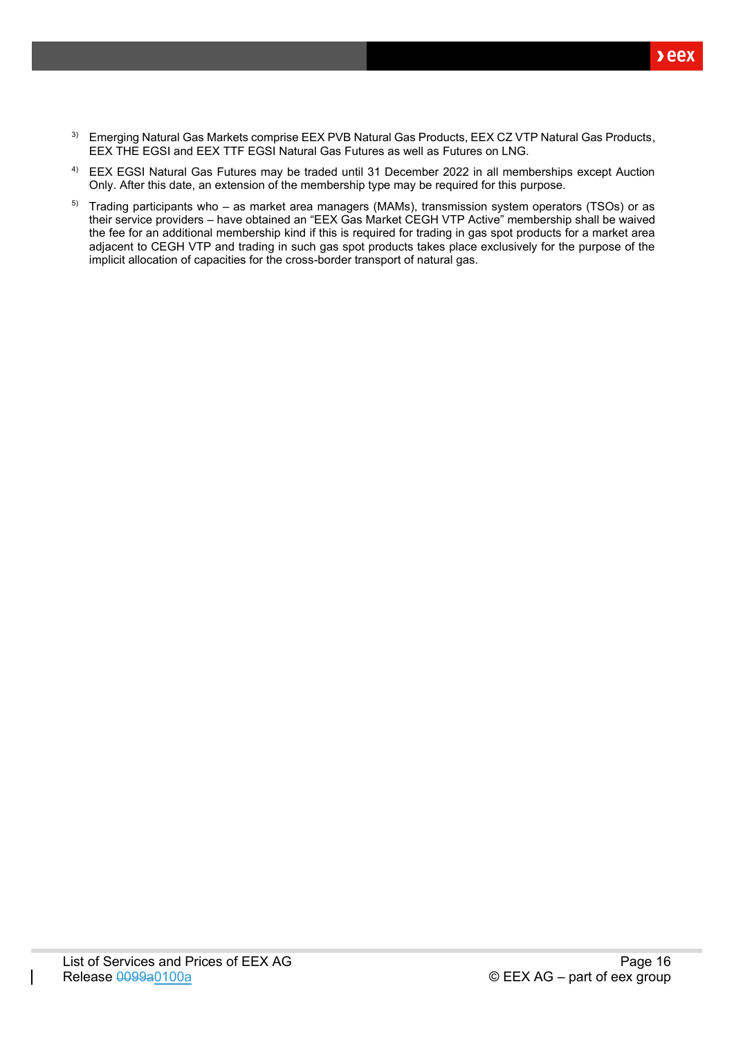[3] Emerging Natural Gas Markets comprise EEX PVB Natural Gas Products, EEX CZ VTP Natural Gas Products, EEX THE EGSI and EEX TTF EGSI Natural Gas Futures as well as Futures on LNG.

[4] EEX EGSI Natural Gas Futures may be traded until 31 December 2022 in all memberships except Auction Only. After this date, an extension of the membership type may be required for this purpose.

[5] Trading participants who – as market area managers (MAMs), transmission system operators (TSOs) or as their service providers – have obtained an "EEX Gas Market CEGH VTP Active" membership shall be waived the fee for an additional membership kind if this is required for trading in gas spot products for a market area adjacent to CEGH VTP and trading in such gas spot products takes place exclusively for the purpose of the implicit allocation of capacities for the cross-border transport of natural gas.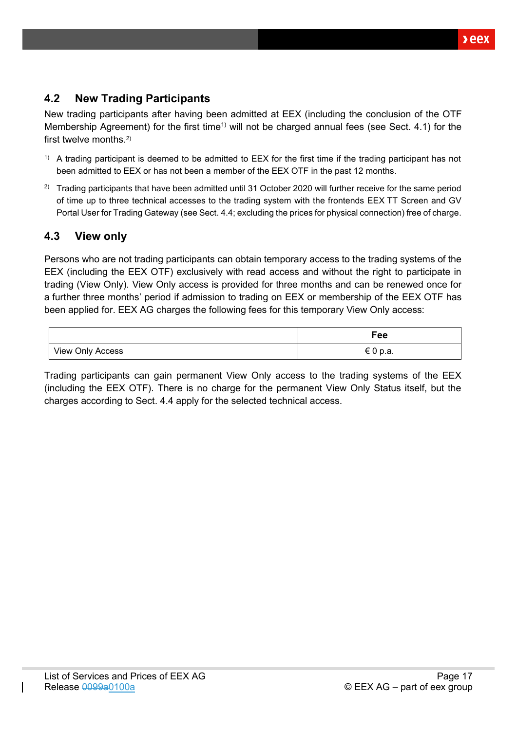## 4.2 New Trading Participants

New trading participants after having been admitted at EEX (including the conclusion of the OTF Membership Agreement) for the first time[1] will not be charged annual fees (see Sect. 4.1) for the first twelve months.[2]

[1] A trading participant is deemed to be admitted to EEX for the first time if the trading participant has not been admitted to EEX or has not been a member of the EEX OTF in the past 12 months.

[2] Trading participants that have been admitted until 31 October 2020 will further receive for the same period of time up to three technical accesses to the trading system with the frontends EEX TT Screen and GV Portal User for Trading Gateway (see Sect. 4.4; excluding the prices for physical connection) free of charge.

## 4.3 View only

Persons who are not trading participants can obtain temporary access to the trading systems of the EEX (including the EEX OTF) exclusively with read access and without the right to participate in trading (View Only). View Only access is provided for three months and can be renewed once for a further three months' period if admission to trading on EEX or membership of the EEX OTF has been applied for. EEX AG charges the following fees for this temporary View Only access:

| | Fee |
|---|---|
| View Only Access | € 0 p.a. |

Trading participants can gain permanent View Only access to the trading systems of the EEX (including the EEX OTF). There is no charge for the permanent View Only Status itself, but the charges according to Sect. 4.4 apply for the selected technical access.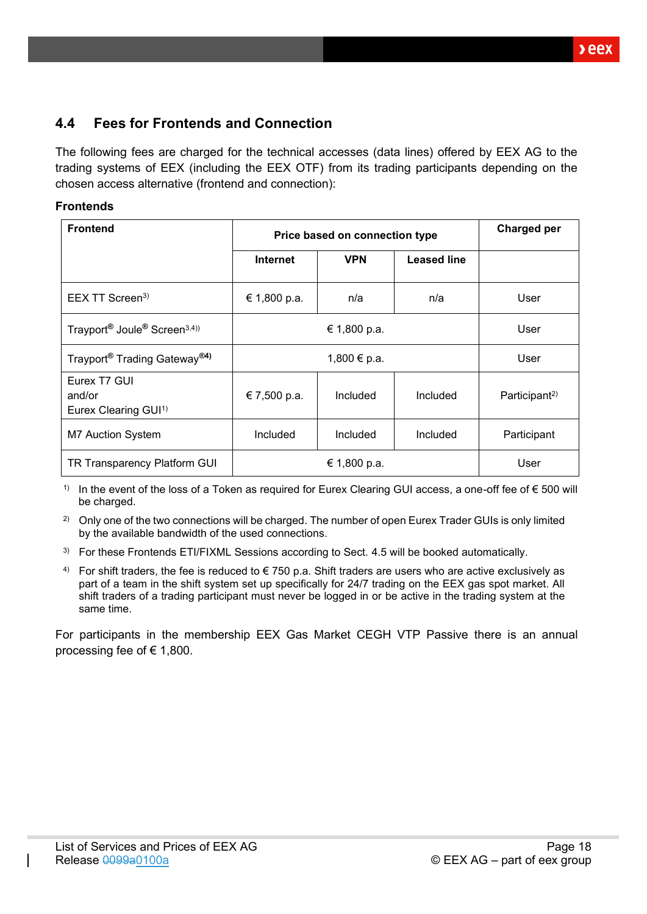## 4.4 Fees for Frontends and Connection

The following fees are charged for the technical accesses (data lines) offered by EEX AG to the trading systems of EEX (including the EEX OTF) from its trading participants depending on the chosen access alternative (frontend and connection):

**Frontends**

| Frontend | Price based on connection type | | | Charged per |
|---|---|---|---|---|
| | Internet | VPN | Leased line | |
| EEX TT Screen[3)] | € 1,800 p.a. | n/a | n/a | User |
| Trayport® Joule® Screen[3,4)] | € 1,800 p.a. | | | User |
| Trayport® Trading Gateway®[4)] | 1,800 € p.a. | | | User |
| Eurex T7 GUI and/or Eurex Clearing GUI[1)] | € 7,500 p.a. | Included | Included | Participant[2)] |
| M7 Auction System | Included | Included | Included | Participant |
| TR Transparency Platform GUI | € 1,800 p.a. | | | User |

[1)] In the event of the loss of a Token as required for Eurex Clearing GUI access, a one-off fee of € 500 will be charged.

[2)] Only one of the two connections will be charged. The number of open Eurex Trader GUIs is only limited by the available bandwidth of the used connections.

[3)] For these Frontends ETI/FIXML Sessions according to Sect. 4.5 will be booked automatically.

[4)] For shift traders, the fee is reduced to € 750 p.a. Shift traders are users who are active exclusively as part of a team in the shift system set up specifically for 24/7 trading on the EEX gas spot market. All shift traders of a trading participant must never be logged in or be active in the trading system at the same time.

For participants in the membership EEX Gas Market CEGH VTP Passive there is an annual processing fee of € 1,800.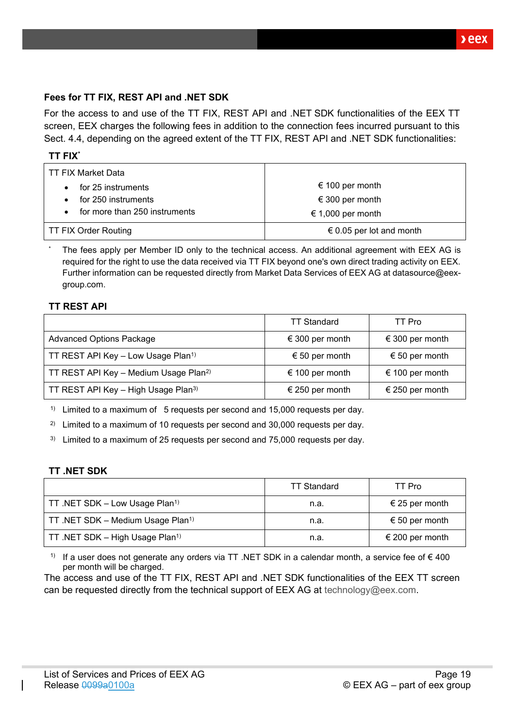**Fees for TT FIX, REST API and .NET SDK**

For the access to and use of the TT FIX, REST API and .NET SDK functionalities of the EEX TT screen, EEX charges the following fees in addition to the connection fees incurred pursuant to this Sect. 4.4, depending on the agreed extent of the TT FIX, REST API and .NET SDK functionalities:

**TT FIX***

| TT FIX Market Data | |
|---|---|
| • for 25 instruments | € 100 per month |
| • for 250 instruments | € 300 per month |
| • for more than 250 instruments | € 1,000 per month |
| TT FIX Order Routing | € 0.05 per lot and month |

\* The fees apply per Member ID only to the technical access. An additional agreement with EEX AG is required for the right to use the data received via TT FIX beyond one's own direct trading activity on EEX. Further information can be requested directly from Market Data Services of EEX AG at datasource@eex-group.com.

**TT REST API**

| | TT Standard | TT Pro |
|---|---|---|
| Advanced Options Package | € 300 per month | € 300 per month |
| TT REST API Key – Low Usage Plan[1] | € 50 per month | € 50 per month |
| TT REST API Key – Medium Usage Plan[2] | € 100 per month | € 100 per month |
| TT REST API Key – High Usage Plan[3] | € 250 per month | € 250 per month |

[1] Limited to a maximum of 5 requests per second and 15,000 requests per day.

[2] Limited to a maximum of 10 requests per second and 30,000 requests per day.

[3] Limited to a maximum of 25 requests per second and 75,000 requests per day.

**TT .NET SDK**

| | TT Standard | TT Pro |
|---|---|---|
| TT .NET SDK – Low Usage Plan[1] | n.a. | € 25 per month |
| TT .NET SDK – Medium Usage Plan[1] | n.a. | € 50 per month |
| TT .NET SDK – High Usage Plan[1] | n.a. | € 200 per month |

[1] If a user does not generate any orders via TT .NET SDK in a calendar month, a service fee of € 400 per month will be charged.

The access and use of the TT FIX, REST API and .NET SDK functionalities of the EEX TT screen can be requested directly from the technical support of EEX AG at technology@eex.com.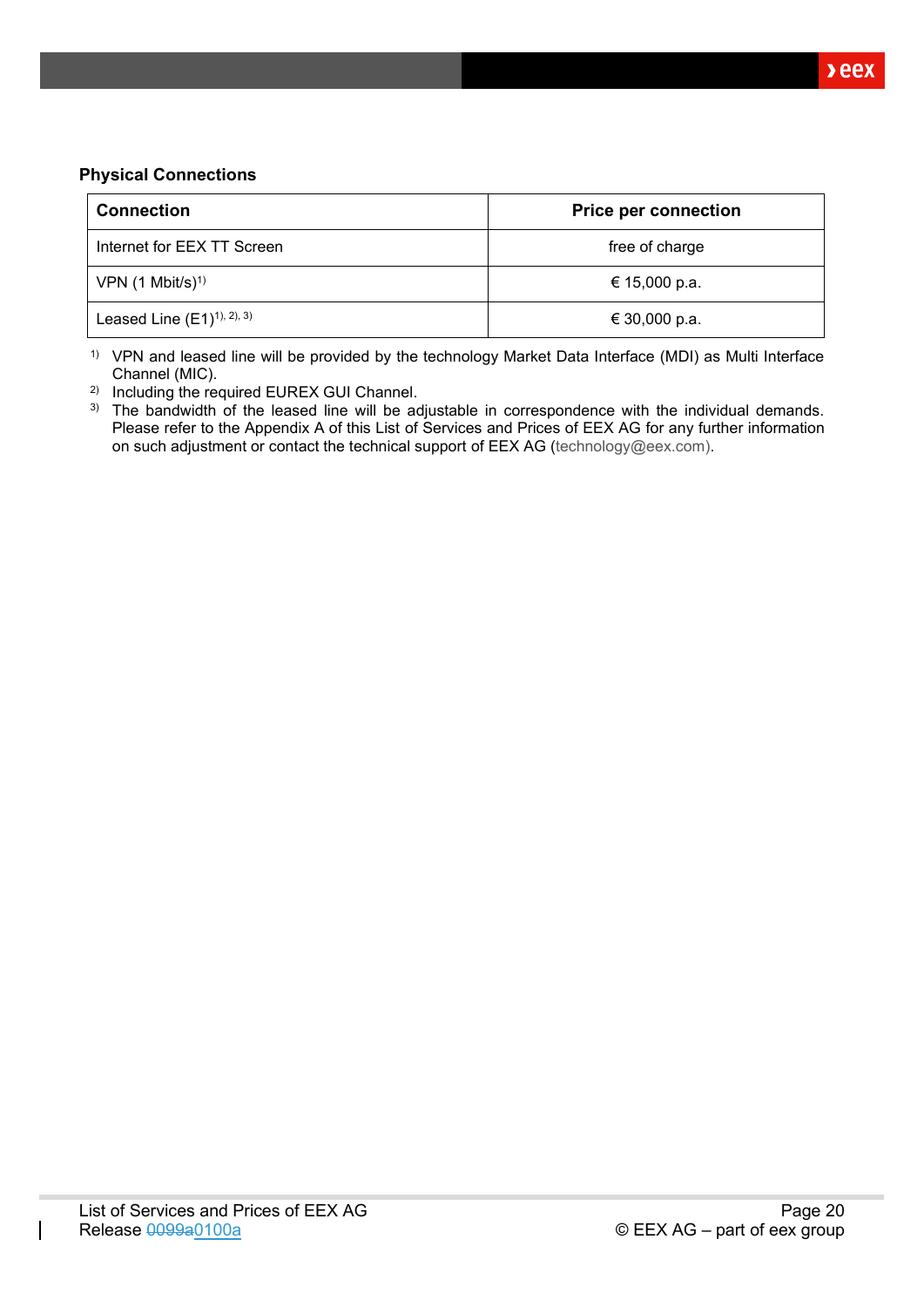**Physical Connections**

| Connection | Price per connection |
|---|---|
| Internet for EEX TT Screen | free of charge |
| VPN (1 Mbit/s)[1)] | € 15,000 p.a. |
| Leased Line (E1)[1), 2), 3)] | € 30,000 p.a. |

1) VPN and leased line will be provided by the technology Market Data Interface (MDI) as Multi Interface Channel (MIC).
2) Including the required EUREX GUI Channel.
3) The bandwidth of the leased line will be adjustable in correspondence with the individual demands. Please refer to the Appendix A of this List of Services and Prices of EEX AG for any further information on such adjustment or contact the technical support of EEX AG (technology@eex.com).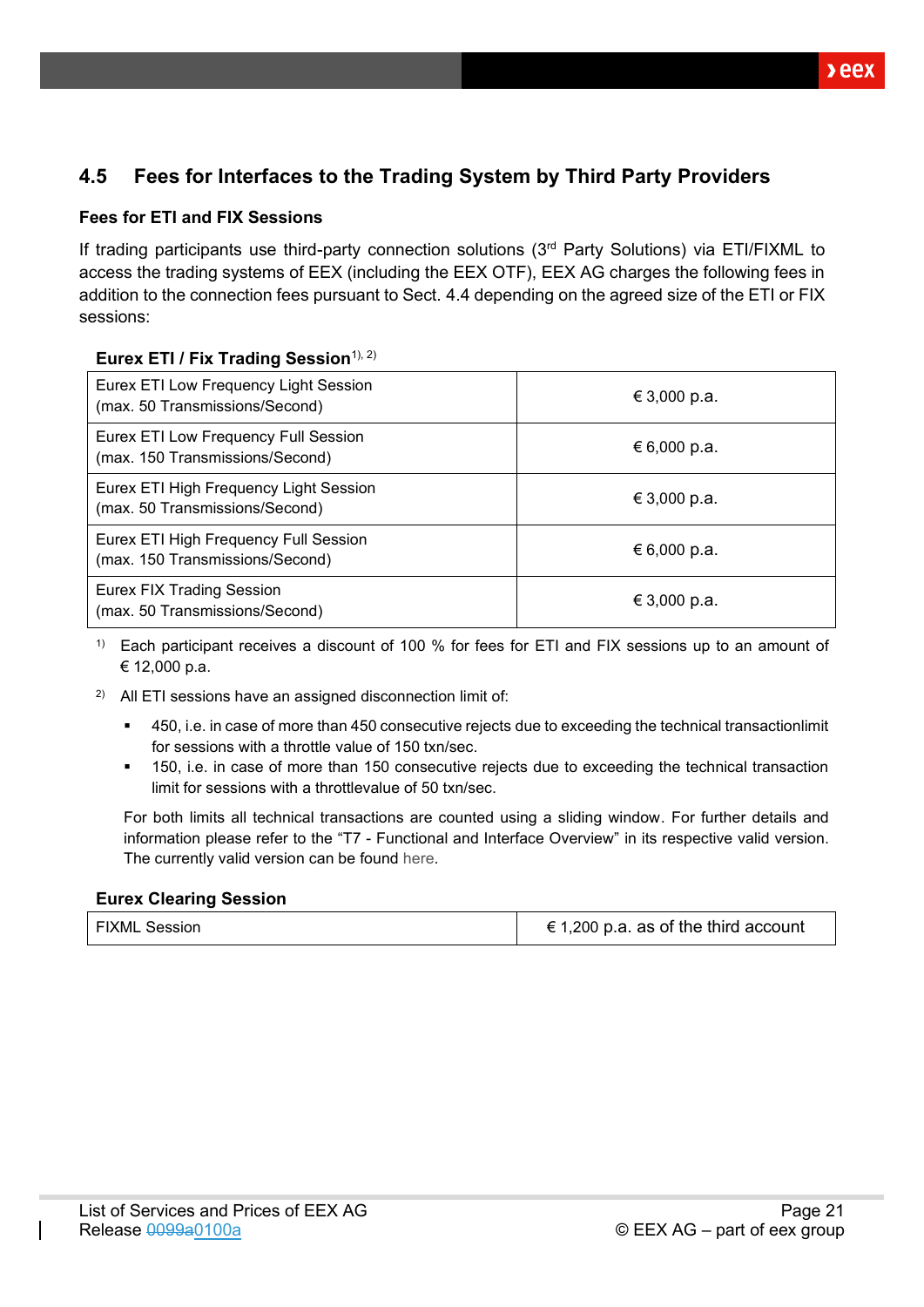## 4.5 Fees for Interfaces to the Trading System by Third Party Providers

### Fees for ETI and FIX Sessions

If trading participants use third-party connection solutions (3rd Party Solutions) via ETI/FIXML to access the trading systems of EEX (including the EEX OTF), EEX AG charges the following fees in addition to the connection fees pursuant to Sect. 4.4 depending on the agreed size of the ETI or FIX sessions:

**Eurex ETI / Fix Trading Session**[1), 2)]

| | |
|---|---|
| Eurex ETI Low Frequency Light Session (max. 50 Transmissions/Second) | € 3,000 p.a. |
| Eurex ETI Low Frequency Full Session (max. 150 Transmissions/Second) | € 6,000 p.a. |
| Eurex ETI High Frequency Light Session (max. 50 Transmissions/Second) | € 3,000 p.a. |
| Eurex ETI High Frequency Full Session (max. 150 Transmissions/Second) | € 6,000 p.a. |
| Eurex FIX Trading Session (max. 50 Transmissions/Second) | € 3,000 p.a. |

1) Each participant receives a discount of 100 % for fees for ETI and FIX sessions up to an amount of € 12,000 p.a.

2) All ETI sessions have an assigned disconnection limit of:

- 450, i.e. in case of more than 450 consecutive rejects due to exceeding the technical transactionlimit for sessions with a throttle value of 150 txn/sec.
- 150, i.e. in case of more than 150 consecutive rejects due to exceeding the technical transaction limit for sessions with a throttlevalue of 50 txn/sec.

For both limits all technical transactions are counted using a sliding window. For further details and information please refer to the "T7 - Functional and Interface Overview" in its respective valid version. The currently valid version can be found here.

**Eurex Clearing Session**

| | |
|---|---|
| FIXML Session | € 1,200 p.a. as of the third account |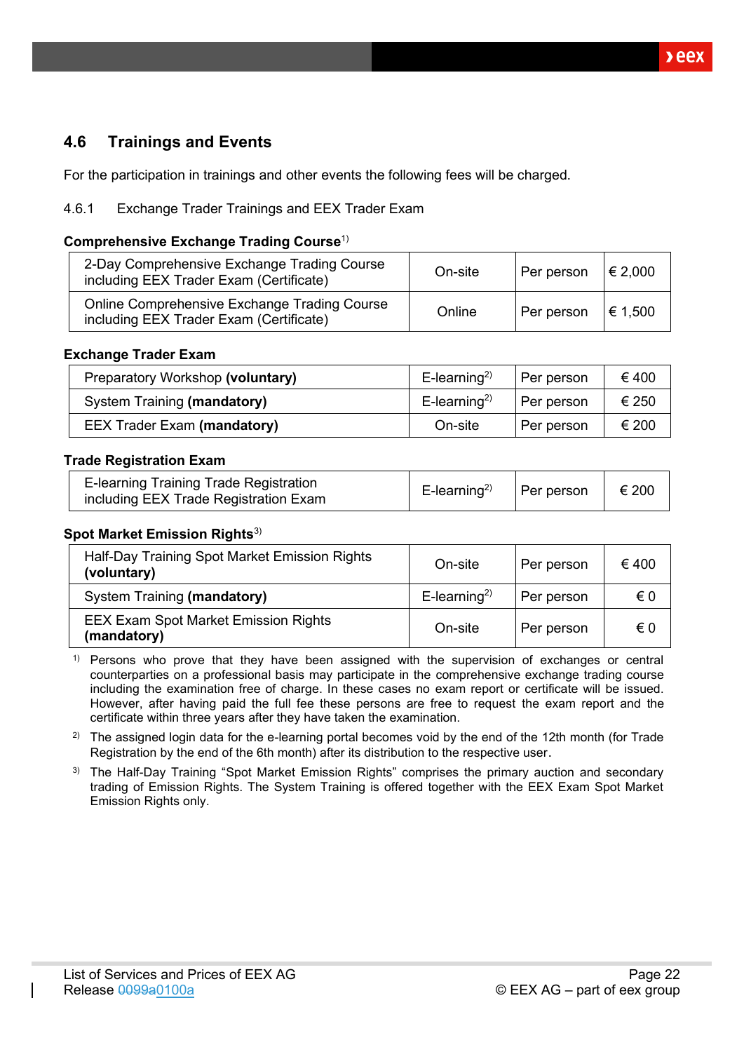## 4.6 Trainings and Events

For the participation in trainings and other events the following fees will be charged.

### 4.6.1 Exchange Trader Trainings and EEX Trader Exam

**Comprehensive Exchange Trading Course**[1)]

| | | | |
|---|---|---|---|
| 2-Day Comprehensive Exchange Trading Course including EEX Trader Exam (Certificate) | On-site | Per person | € 2,000 |
| Online Comprehensive Exchange Trading Course including EEX Trader Exam (Certificate) | Online | Per person | € 1,500 |

**Exchange Trader Exam**

| | | | |
|---|---|---|---|
| Preparatory Workshop **(voluntary)** | E-learning[2)] | Per person | € 400 |
| System Training **(mandatory)** | E-learning[2)] | Per person | € 250 |
| EEX Trader Exam **(mandatory)** | On-site | Per person | € 200 |

**Trade Registration Exam**

| | | | |
|---|---|---|---|
| E-learning Training Trade Registration including EEX Trade Registration Exam | E-learning[2)] | Per person | € 200 |

**Spot Market Emission Rights**[3)]

| | | | |
|---|---|---|---|
| Half-Day Training Spot Market Emission Rights **(voluntary)** | On-site | Per person | € 400 |
| System Training **(mandatory)** | E-learning[2)] | Per person | € 0 |
| EEX Exam Spot Market Emission Rights **(mandatory)** | On-site | Per person | € 0 |

[1)] Persons who prove that they have been assigned with the supervision of exchanges or central counterparties on a professional basis may participate in the comprehensive exchange trading course including the examination free of charge. In these cases no exam report or certificate will be issued. However, after having paid the full fee these persons are free to request the exam report and the certificate within three years after they have taken the examination.

[2)] The assigned login data for the e-learning portal becomes void by the end of the 12th month (for Trade Registration by the end of the 6th month) after its distribution to the respective user.

[3)] The Half-Day Training "Spot Market Emission Rights" comprises the primary auction and secondary trading of Emission Rights. The System Training is offered together with the EEX Exam Spot Market Emission Rights only.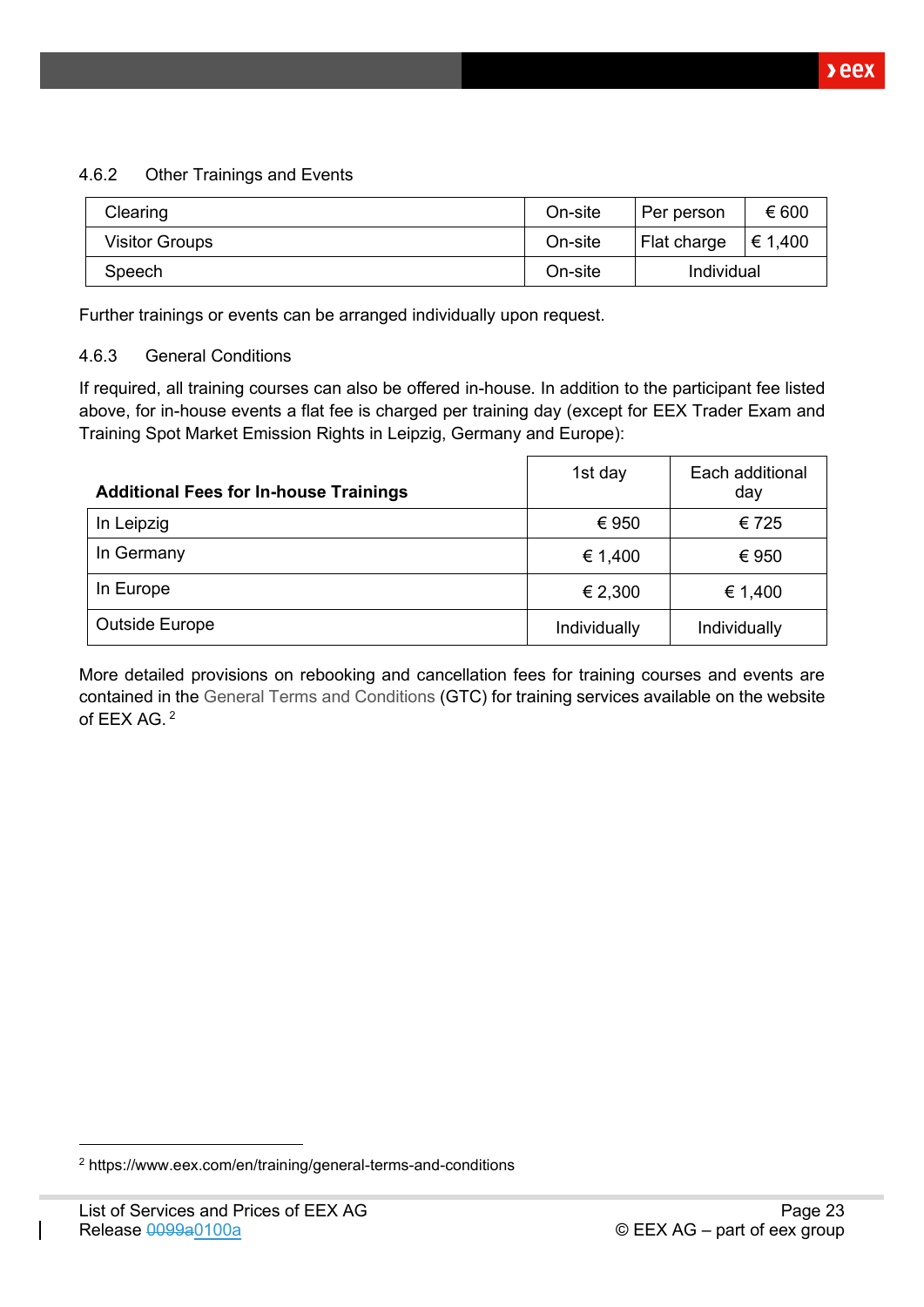#### 4.6.2 Other Trainings and Events

| Clearing | On-site | Per person | € 600 |
|---|---|---|---|
| Visitor Groups | On-site | Flat charge | € 1,400 |
| Speech | On-site | Individual | |

Further trainings or events can be arranged individually upon request.

#### 4.6.3 General Conditions

If required, all training courses can also be offered in-house. In addition to the participant fee listed above, for in-house events a flat fee is charged per training day (except for EEX Trader Exam and Training Spot Market Emission Rights in Leipzig, Germany and Europe):

| **Additional Fees for In-house Trainings** | 1st day | Each additional day |
|---|---|---|
| In Leipzig | € 950 | € 725 |
| In Germany | € 1,400 | € 950 |
| In Europe | € 2,300 | € 1,400 |
| Outside Europe | Individually | Individually |

More detailed provisions on rebooking and cancellation fees for training courses and events are contained in the General Terms and Conditions (GTC) for training services available on the website of EEX AG. [2]

[2] https://www.eex.com/en/training/general-terms-and-conditions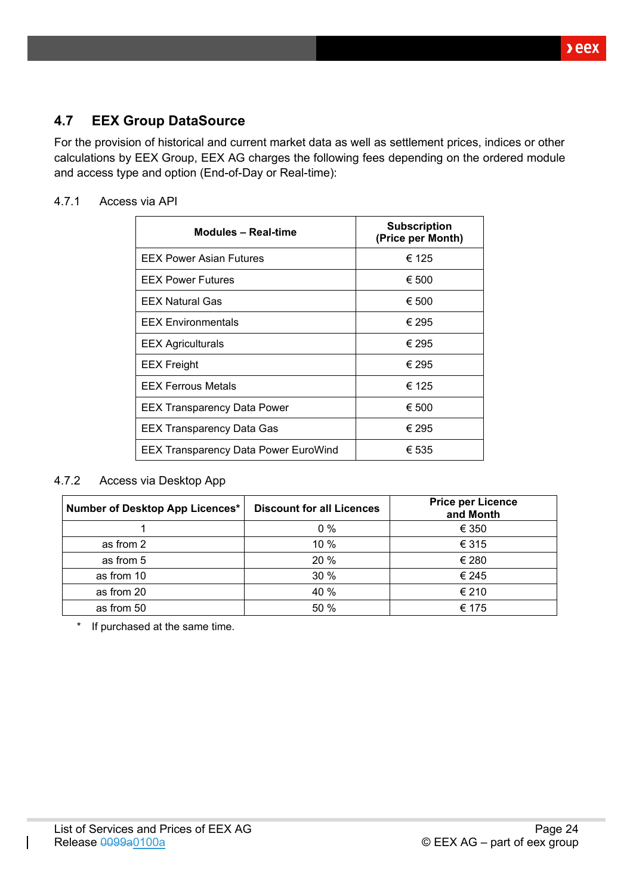## 4.7 EEX Group DataSource

For the provision of historical and current market data as well as settlement prices, indices or other calculations by EEX Group, EEX AG charges the following fees depending on the ordered module and access type and option (End-of-Day or Real-time):

### 4.7.1 Access via API

| Modules – Real-time | Subscription (Price per Month) |
|---|---|
| EEX Power Asian Futures | € 125 |
| EEX Power Futures | € 500 |
| EEX Natural Gas | € 500 |
| EEX Environmentals | € 295 |
| EEX Agriculturals | € 295 |
| EEX Freight | € 295 |
| EEX Ferrous Metals | € 125 |
| EEX Transparency Data Power | € 500 |
| EEX Transparency Data Gas | € 295 |
| EEX Transparency Data Power EuroWind | € 535 |

### 4.7.2 Access via Desktop App

| Number of Desktop App Licences* | Discount for all Licences | Price per Licence and Month |
|---|---|---|
| 1 | 0 % | € 350 |
| as from 2 | 10 % | € 315 |
| as from 5 | 20 % | € 280 |
| as from 10 | 30 % | € 245 |
| as from 20 | 40 % | € 210 |
| as from 50 | 50 % | € 175 |

\* If purchased at the same time.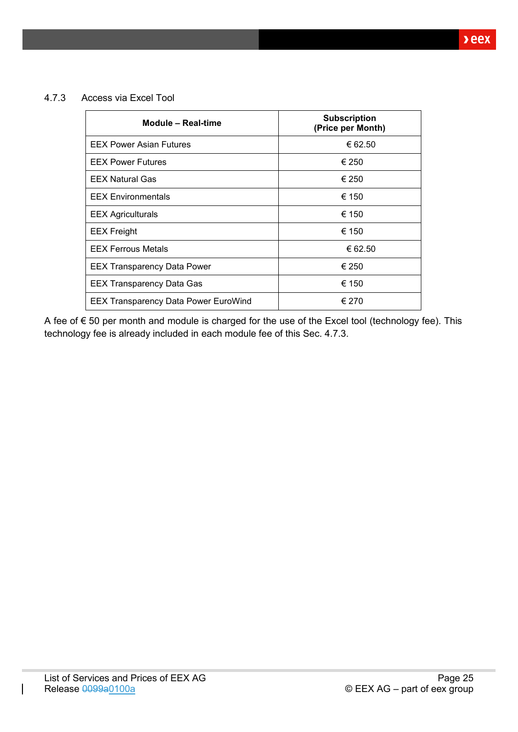#### 4.7.3 Access via Excel Tool

| Module – Real-time | Subscription (Price per Month) |
| --- | --- |
| EEX Power Asian Futures | € 62.50 |
| EEX Power Futures | € 250 |
| EEX Natural Gas | € 250 |
| EEX Environmentals | € 150 |
| EEX Agriculturals | € 150 |
| EEX Freight | € 150 |
| EEX Ferrous Metals | € 62.50 |
| EEX Transparency Data Power | € 250 |
| EEX Transparency Data Gas | € 150 |
| EEX Transparency Data Power EuroWind | € 270 |

A fee of € 50 per month and module is charged for the use of the Excel tool (technology fee). This technology fee is already included in each module fee of this Sec. 4.7.3.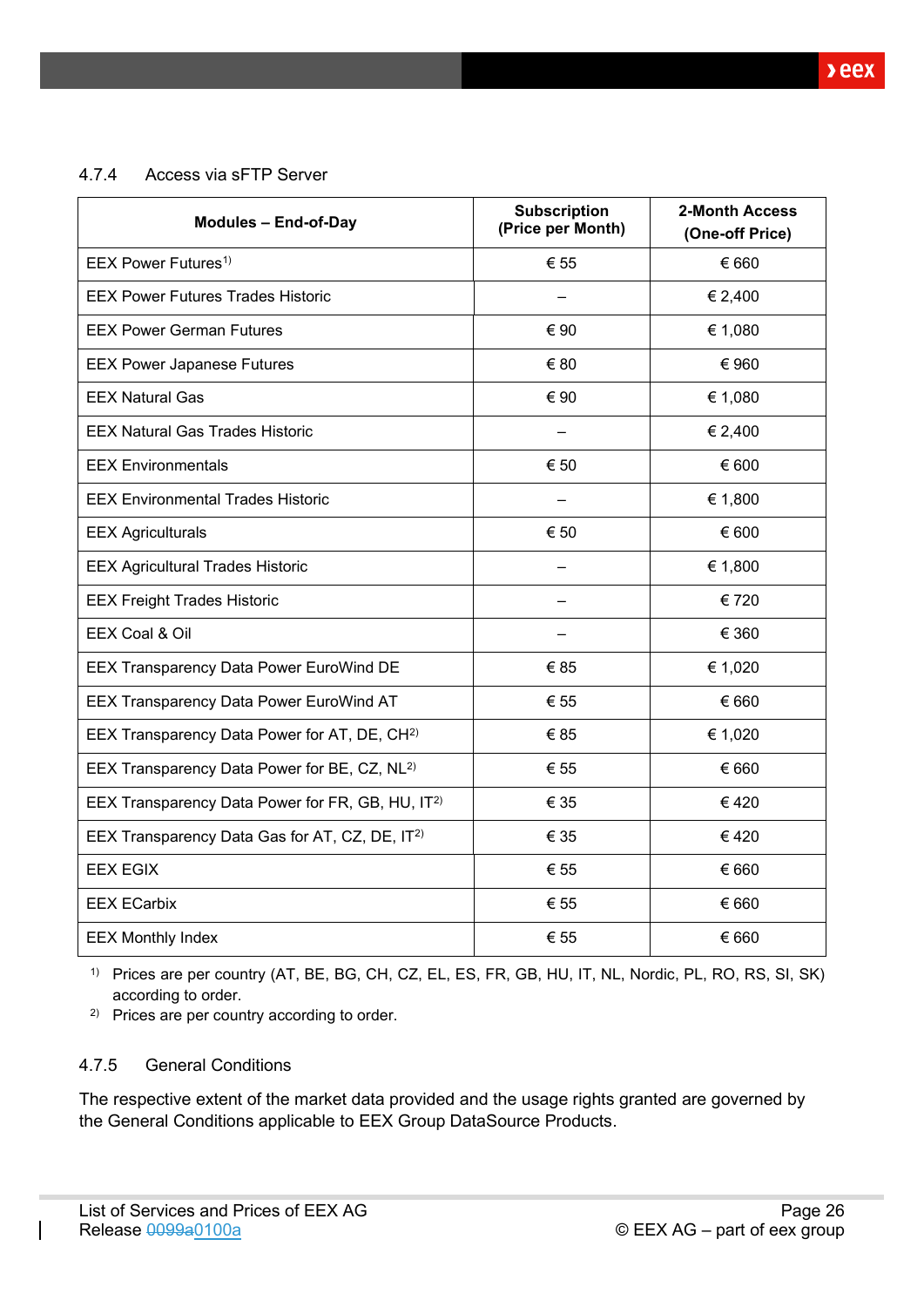### 4.7.4 Access via sFTP Server

| Modules – End-of-Day | Subscription (Price per Month) | 2-Month Access (One-off Price) |
|---|---|---|
| EEX Power Futures[1)] | € 55 | € 660 |
| EEX Power Futures Trades Historic | – | € 2,400 |
| EEX Power German Futures | € 90 | € 1,080 |
| EEX Power Japanese Futures | € 80 | € 960 |
| EEX Natural Gas | € 90 | € 1,080 |
| EEX Natural Gas Trades Historic | – | € 2,400 |
| EEX Environmentals | € 50 | € 600 |
| EEX Environmental Trades Historic | – | € 1,800 |
| EEX Agriculturals | € 50 | € 600 |
| EEX Agricultural Trades Historic | – | € 1,800 |
| EEX Freight Trades Historic | – | € 720 |
| EEX Coal & Oil | – | € 360 |
| EEX Transparency Data Power EuroWind DE | € 85 | € 1,020 |
| EEX Transparency Data Power EuroWind AT | € 55 | € 660 |
| EEX Transparency Data Power for AT, DE, CH[2)] | € 85 | € 1,020 |
| EEX Transparency Data Power for BE, CZ, NL[2)] | € 55 | € 660 |
| EEX Transparency Data Power for FR, GB, HU, IT[2)] | € 35 | € 420 |
| EEX Transparency Data Gas for AT, CZ, DE, IT[2)] | € 35 | € 420 |
| EEX EGIX | € 55 | € 660 |
| EEX ECarbix | € 55 | € 660 |
| EEX Monthly Index | € 55 | € 660 |

[1)] Prices are per country (AT, BE, BG, CH, CZ, EL, ES, FR, GB, HU, IT, NL, Nordic, PL, RO, RS, SI, SK) according to order.
[2)] Prices are per country according to order.

### 4.7.5 General Conditions

The respective extent of the market data provided and the usage rights granted are governed by the General Conditions applicable to EEX Group DataSource Products.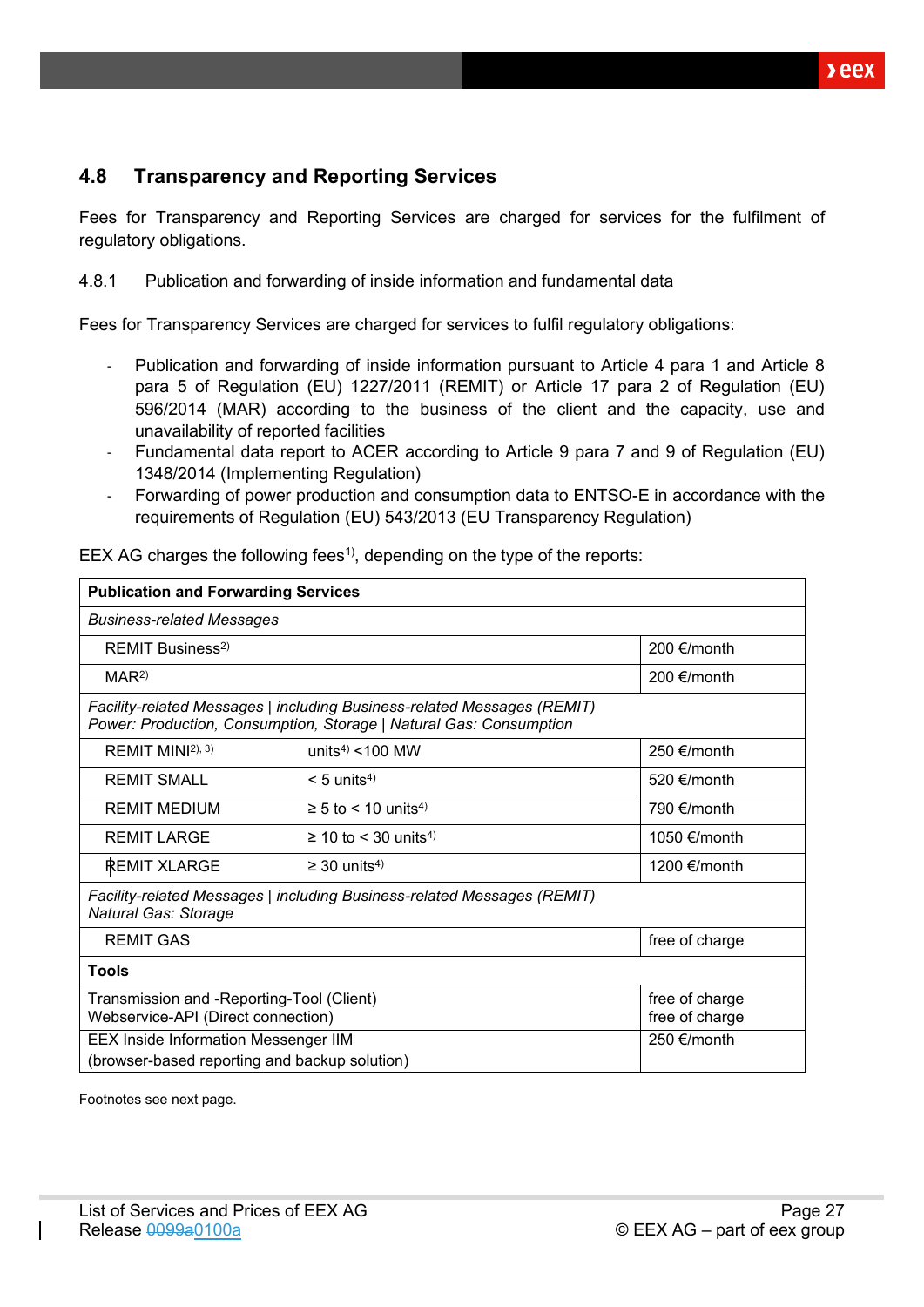## 4.8 Transparency and Reporting Services

Fees for Transparency and Reporting Services are charged for services for the fulfilment of regulatory obligations.

4.8.1 Publication and forwarding of inside information and fundamental data

Fees for Transparency Services are charged for services to fulfil regulatory obligations:

- Publication and forwarding of inside information pursuant to Article 4 para 1 and Article 8 para 5 of Regulation (EU) 1227/2011 (REMIT) or Article 17 para 2 of Regulation (EU) 596/2014 (MAR) according to the business of the client and the capacity, use and unavailability of reported facilities
- Fundamental data report to ACER according to Article 9 para 7 and 9 of Regulation (EU) 1348/2014 (Implementing Regulation)
- Forwarding of power production and consumption data to ENTSO-E in accordance with the requirements of Regulation (EU) 543/2013 (EU Transparency Regulation)

EEX AG charges the following fees[1], depending on the type of the reports:

| **Publication and Forwarding Services** | | |
|---|---|---|
| *Business-related Messages* | | |
| REMIT Business[2] | | 200 €/month |
| MAR[2] | | 200 €/month |
| *Facility-related Messages \| including Business-related Messages (REMIT)* *Power: Production, Consumption, Storage \| Natural Gas: Consumption* | | |
| REMIT MINI[2), 3)] | units[4] <100 MW | 250 €/month |
| REMIT SMALL | < 5 units[4] | 520 €/month |
| REMIT MEDIUM | ≥ 5 to < 10 units[4] | 790 €/month |
| REMIT LARGE | ≥ 10 to < 30 units[4] | 1050 €/month |
| REMIT XLARGE | ≥ 30 units[4] | 1200 €/month |
| *Facility-related Messages \| including Business-related Messages (REMIT)* *Natural Gas: Storage* | | |
| REMIT GAS | | free of charge |
| **Tools** | | |
| Transmission and -Reporting-Tool (Client) Webservice-API (Direct connection) | | free of charge free of charge |
| EEX Inside Information Messenger IIM (browser-based reporting and backup solution) | | 250 €/month |

Footnotes see next page.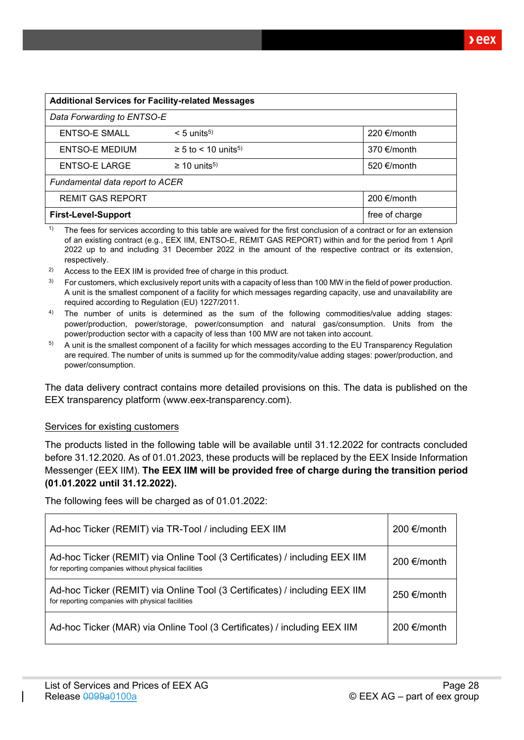| **Additional Services for Facility-related Messages** | | |
|---|---|---|
| *Data Forwarding to ENTSO-E* | | |
| ENTSO-E SMALL | < 5 units[5)] | 220 €/month |
| ENTSO-E MEDIUM | ≥ 5 to < 10 units[5)] | 370 €/month |
| ENTSO-E LARGE | ≥ 10 units[5)] | 520 €/month |
| *Fundamental data report to ACER* | | |
| REMIT GAS REPORT | | 200 €/month |
| **First-Level-Support** | | free of charge |

[1)] The fees for services according to this table are waived for the first conclusion of a contract or for an extension of an existing contract (e.g., EEX IIM, ENTSO-E, REMIT GAS REPORT) within and for the period from 1 April 2022 up to and including 31 December 2022 in the amount of the respective contract or its extension, respectively.

[2)] Access to the EEX IIM is provided free of charge in this product.

[3)] For customers, which exclusively report units with a capacity of less than 100 MW in the field of power production. A unit is the smallest component of a facility for which messages regarding capacity, use and unavailability are required according to Regulation (EU) 1227/2011.

[4)] The number of units is determined as the sum of the following commodities/value adding stages: power/production, power/storage, power/consumption and natural gas/consumption. Units from the power/production sector with a capacity of less than 100 MW are not taken into account.

[5)] A unit is the smallest component of a facility for which messages according to the EU Transparency Regulation are required. The number of units is summed up for the commodity/value adding stages: power/production, and power/consumption.

The data delivery contract contains more detailed provisions on this. The data is published on the EEX transparency platform (www.eex-transparency.com).

<u>Services for existing customers</u>

The products listed in the following table will be available until 31.12.2022 for contracts concluded before 31.12.2020. As of 01.01.2023, these products will be replaced by the EEX Inside Information Messenger (EEX IIM). **The EEX IIM will be provided free of charge during the transition period (01.01.2022 until 31.12.2022).**

The following fees will be charged as of 01.01.2022:

| | |
|---|---|
| Ad-hoc Ticker (REMIT) via TR-Tool / including EEX IIM | 200 €/month |
| Ad-hoc Ticker (REMIT) via Online Tool (3 Certificates) / including EEX IIM<br>for reporting companies without physical facilities | 200 €/month |
| Ad-hoc Ticker (REMIT) via Online Tool (3 Certificates) / including EEX IIM<br>for reporting companies with physical facilities | 250 €/month |
| Ad-hoc Ticker (MAR) via Online Tool (3 Certificates) / including EEX IIM | 200 €/month |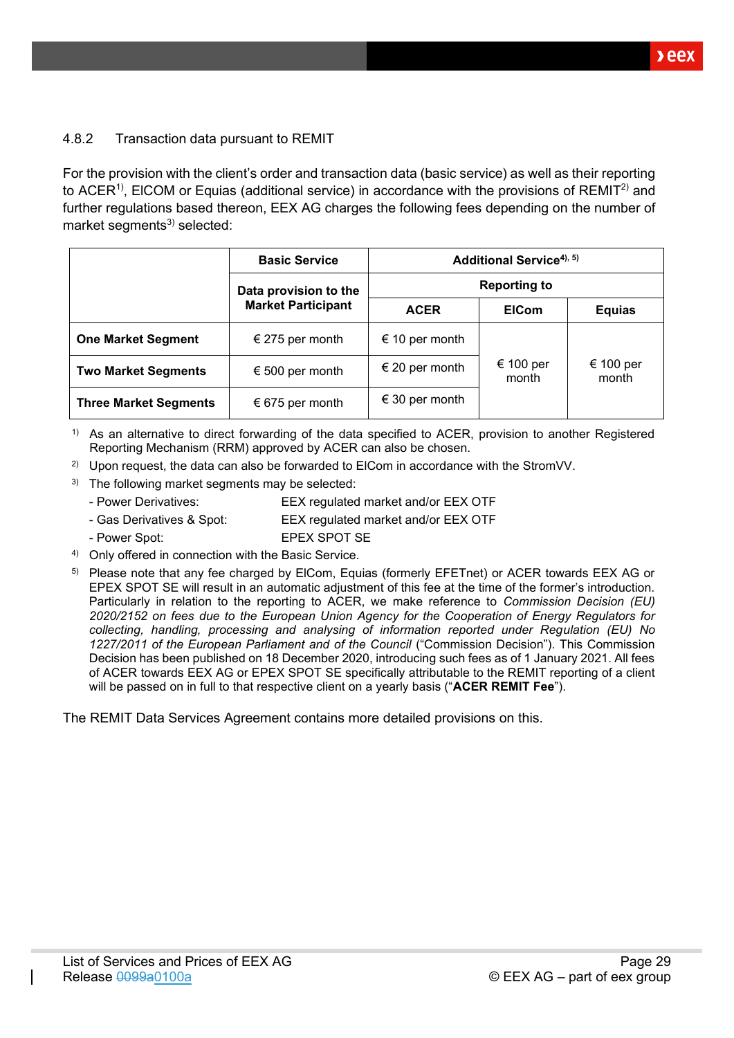#### 4.8.2 Transaction data pursuant to REMIT

For the provision with the client's order and transaction data (basic service) as well as their reporting to ACER[1], ElCOM or Equias (additional service) in accordance with the provisions of REMIT[2] and further regulations based thereon, EEX AG charges the following fees depending on the number of market segments[3] selected:

| | Basic Service | Additional Service[4), 5)] | | |
|---|---|---|---|---|
| | Data provision to the Market Participant | Reporting to | | |
| | | ACER | ElCom | Equias |
| **One Market Segment** | € 275 per month | € 10 per month | € 100 per month | € 100 per month |
| **Two Market Segments** | € 500 per month | € 20 per month | | |
| **Three Market Segments** | € 675 per month | € 30 per month | | |

1) As an alternative to direct forwarding of the data specified to ACER, provision to another Registered Reporting Mechanism (RRM) approved by ACER can also be chosen.

2) Upon request, the data can also be forwarded to ElCom in accordance with the StromVV.

3) The following market segments may be selected:
- Power Derivatives: EEX regulated market and/or EEX OTF
- Gas Derivatives & Spot: EEX regulated market and/or EEX OTF
- Power Spot: EPEX SPOT SE

4) Only offered in connection with the Basic Service.

5) Please note that any fee charged by ElCom, Equias (formerly EFETnet) or ACER towards EEX AG or EPEX SPOT SE will result in an automatic adjustment of this fee at the time of the former's introduction. Particularly in relation to the reporting to ACER, we make reference to *Commission Decision (EU) 2020/2152 on fees due to the European Union Agency for the Cooperation of Energy Regulators for collecting, handling, processing and analysing of information reported under Regulation (EU) No 1227/2011 of the European Parliament and of the Council* ("Commission Decision"). This Commission Decision has been published on 18 December 2020, introducing such fees as of 1 January 2021. All fees of ACER towards EEX AG or EPEX SPOT SE specifically attributable to the REMIT reporting of a client will be passed on in full to that respective client on a yearly basis ("**ACER REMIT Fee**").

The REMIT Data Services Agreement contains more detailed provisions on this.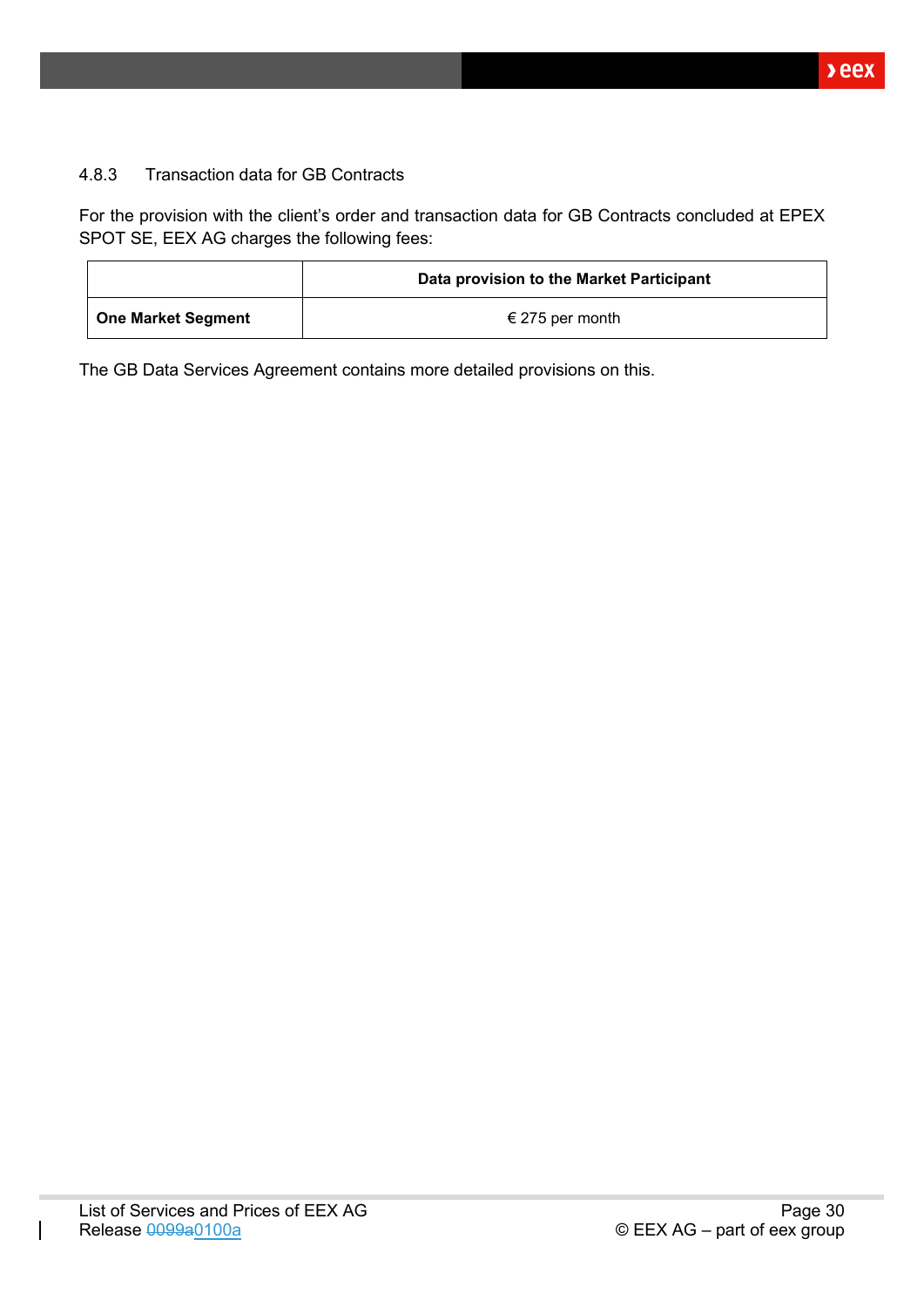#### 4.8.3 Transaction data for GB Contracts

For the provision with the client's order and transaction data for GB Contracts concluded at EPEX SPOT SE, EEX AG charges the following fees:

| | **Data provision to the Market Participant** |
|---|---|
| **One Market Segment** | € 275 per month |

The GB Data Services Agreement contains more detailed provisions on this.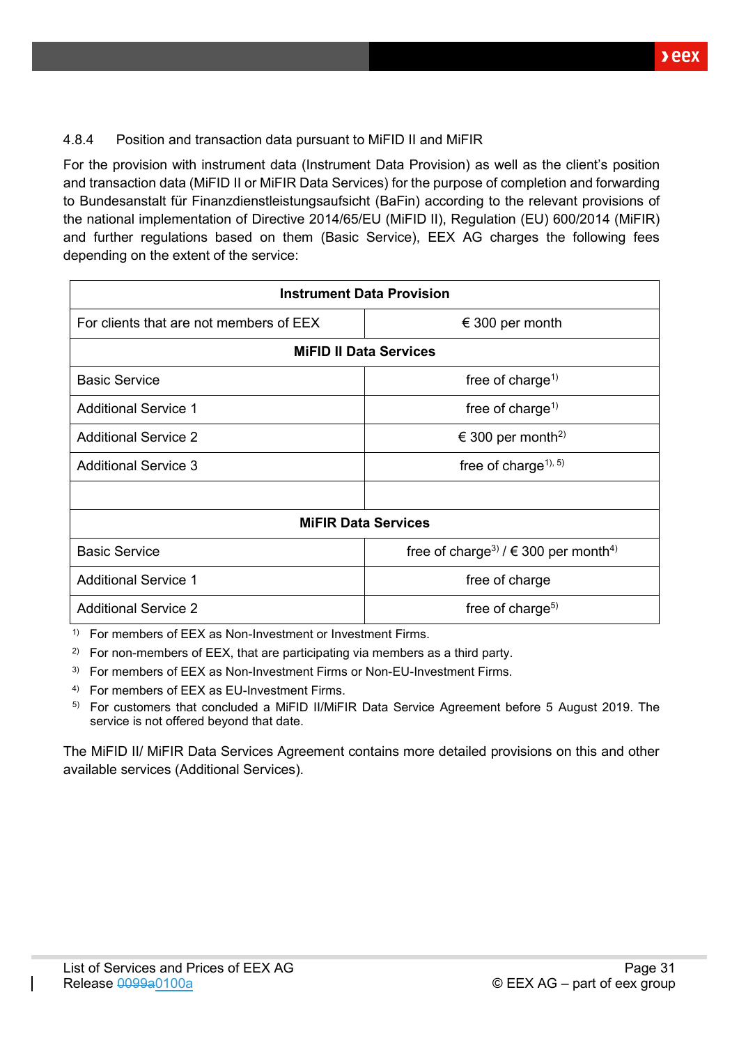#### 4.8.4 Position and transaction data pursuant to MiFID II and MiFIR

For the provision with instrument data (Instrument Data Provision) as well as the client's position and transaction data (MiFID II or MiFIR Data Services) for the purpose of completion and forwarding to Bundesanstalt für Finanzdienstleistungsaufsicht (BaFin) according to the relevant provisions of the national implementation of Directive 2014/65/EU (MiFID II), Regulation (EU) 600/2014 (MiFIR) and further regulations based on them (Basic Service), EEX AG charges the following fees depending on the extent of the service:

| **Instrument Data Provision** | |
|---|---|
| For clients that are not members of EEX | € 300 per month |
| **MiFID II Data Services** | |
| Basic Service | free of charge[1)] |
| Additional Service 1 | free of charge[1)] |
| Additional Service 2 | € 300 per month[2)] |
| Additional Service 3 | free of charge[1), 5)] |
| | |
| **MiFIR Data Services** | |
| Basic Service | free of charge[3)] / € 300 per month[4)] |
| Additional Service 1 | free of charge |
| Additional Service 2 | free of charge[5)] |

1) For members of EEX as Non-Investment or Investment Firms.
2) For non-members of EEX, that are participating via members as a third party.
3) For members of EEX as Non-Investment Firms or Non-EU-Investment Firms.
4) For members of EEX as EU-Investment Firms.
5) For customers that concluded a MiFID II/MiFIR Data Service Agreement before 5 August 2019. The service is not offered beyond that date.

The MiFID II/ MiFIR Data Services Agreement contains more detailed provisions on this and other available services (Additional Services).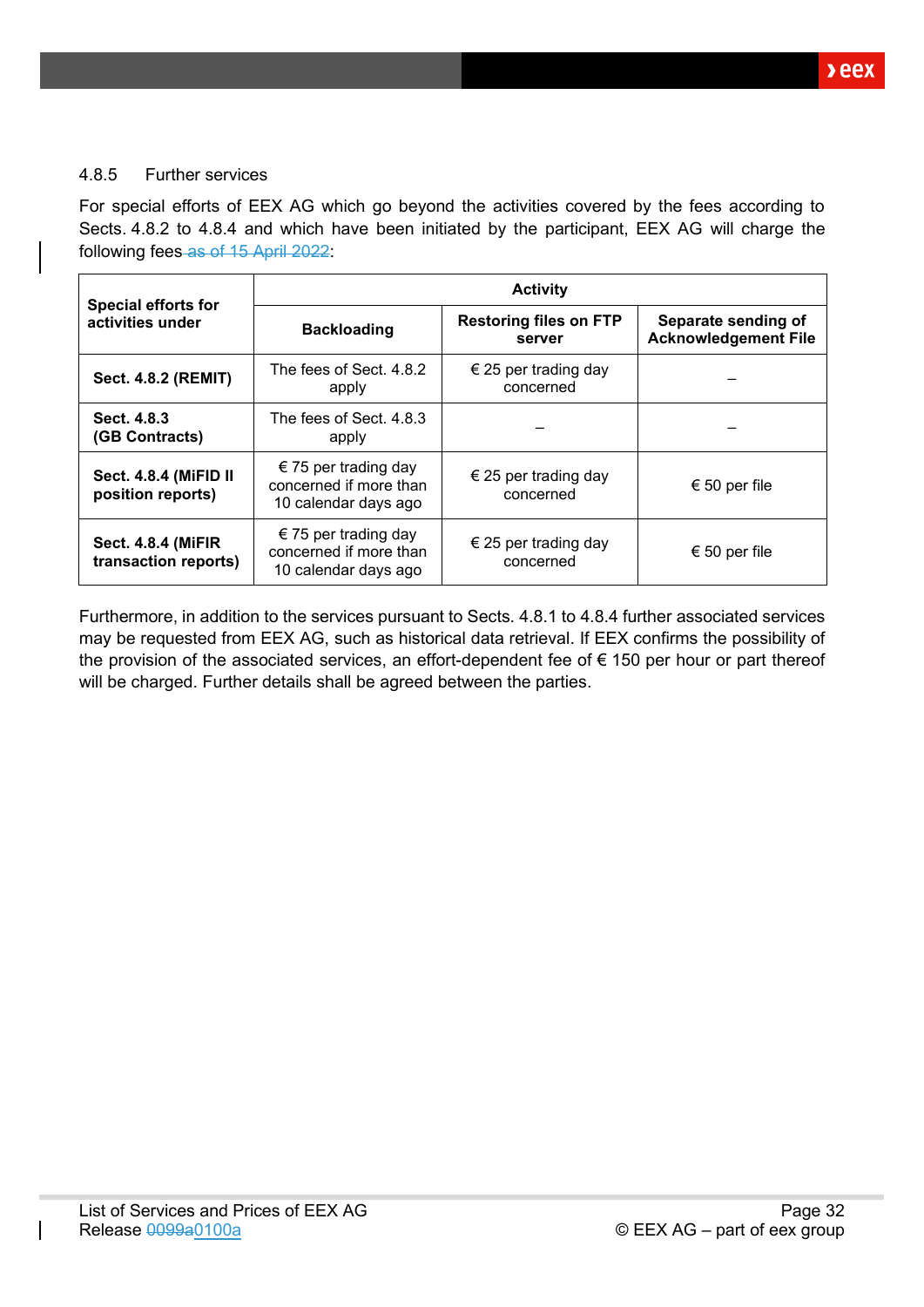### 4.8.5 Further services

For special efforts of EEX AG which go beyond the activities covered by the fees according to Sects. 4.8.2 to 4.8.4 and which have been initiated by the participant, EEX AG will charge the following fees ~~as of 15 April 2022~~:

| Special efforts for activities under | Activity | | |
|---|---|---|---|
| | **Backloading** | **Restoring files on FTP server** | **Separate sending of Acknowledgement File** |
| **Sect. 4.8.2 (REMIT)** | The fees of Sect. 4.8.2 apply | € 25 per trading day concerned | – |
| **Sect. 4.8.3 (GB Contracts)** | The fees of Sect. 4.8.3 apply | – | – |
| **Sect. 4.8.4 (MiFID II position reports)** | € 75 per trading day concerned if more than 10 calendar days ago | € 25 per trading day concerned | € 50 per file |
| **Sect. 4.8.4 (MiFIR transaction reports)** | € 75 per trading day concerned if more than 10 calendar days ago | € 25 per trading day concerned | € 50 per file |

Furthermore, in addition to the services pursuant to Sects. 4.8.1 to 4.8.4 further associated services may be requested from EEX AG, such as historical data retrieval. If EEX confirms the possibility of the provision of the associated services, an effort-dependent fee of € 150 per hour or part thereof will be charged. Further details shall be agreed between the parties.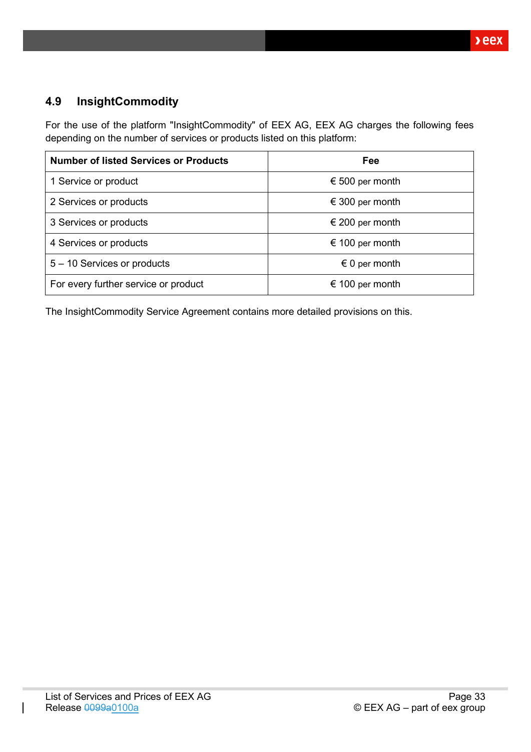## 4.9 InsightCommodity

For the use of the platform "InsightCommodity" of EEX AG, EEX AG charges the following fees depending on the number of services or products listed on this platform:

| Number of listed Services or Products | Fee |
|---|---|
| 1 Service or product | € 500 per month |
| 2 Services or products | € 300 per month |
| 3 Services or products | € 200 per month |
| 4 Services or products | € 100 per month |
| 5 – 10 Services or products | € 0 per month |
| For every further service or product | € 100 per month |

The InsightCommodity Service Agreement contains more detailed provisions on this.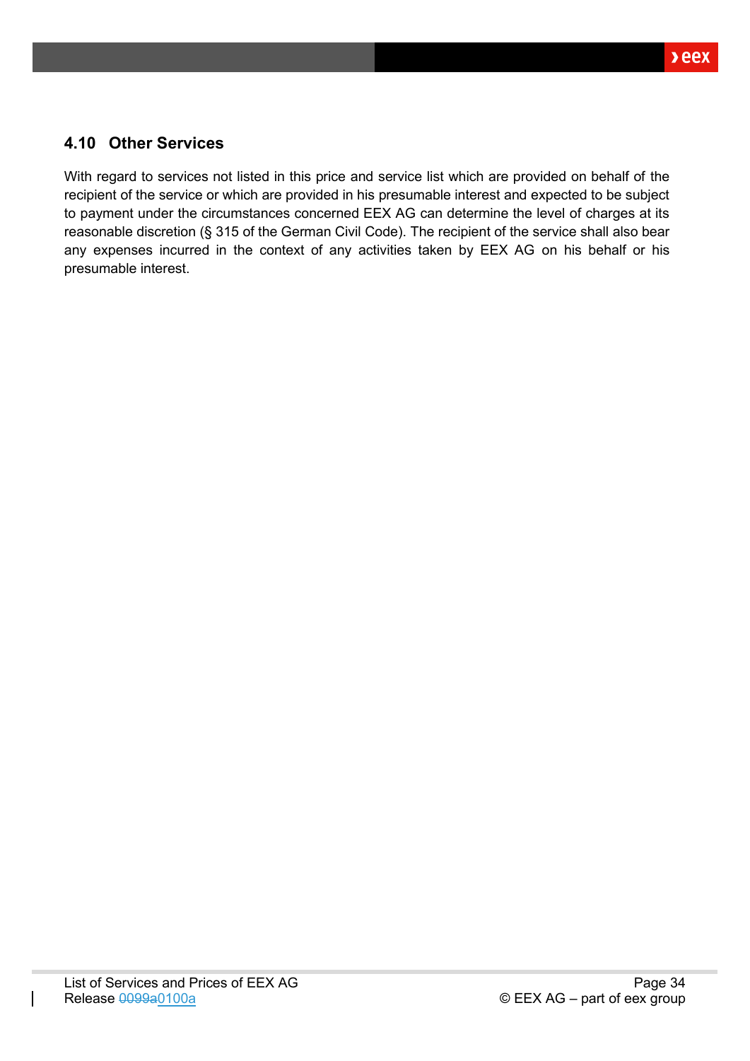### 4.10 Other Services

With regard to services not listed in this price and service list which are provided on behalf of the recipient of the service or which are provided in his presumable interest and expected to be subject to payment under the circumstances concerned EEX AG can determine the level of charges at its reasonable discretion (§ 315 of the German Civil Code). The recipient of the service shall also bear any expenses incurred in the context of any activities taken by EEX AG on his behalf or his presumable interest.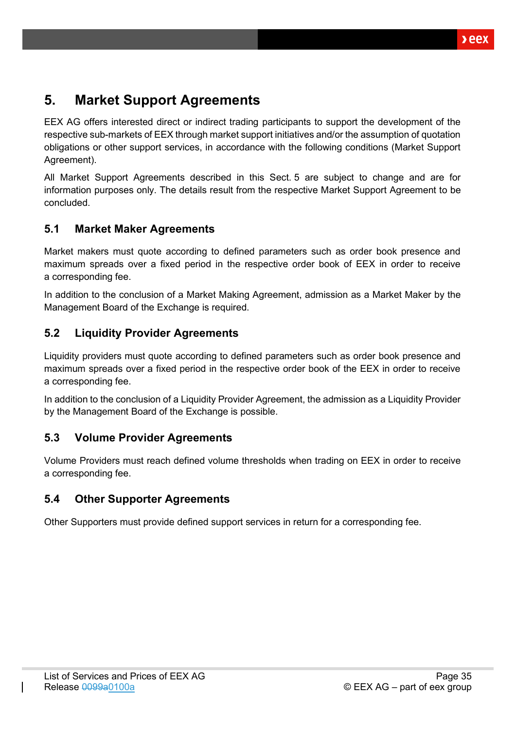# 5. Market Support Agreements

EEX AG offers interested direct or indirect trading participants to support the development of the respective sub-markets of EEX through market support initiatives and/or the assumption of quotation obligations or other support services, in accordance with the following conditions (Market Support Agreement).

All Market Support Agreements described in this Sect. 5 are subject to change and are for information purposes only. The details result from the respective Market Support Agreement to be concluded.

## 5.1 Market Maker Agreements

Market makers must quote according to defined parameters such as order book presence and maximum spreads over a fixed period in the respective order book of EEX in order to receive a corresponding fee.

In addition to the conclusion of a Market Making Agreement, admission as a Market Maker by the Management Board of the Exchange is required.

## 5.2 Liquidity Provider Agreements

Liquidity providers must quote according to defined parameters such as order book presence and maximum spreads over a fixed period in the respective order book of the EEX in order to receive a corresponding fee.

In addition to the conclusion of a Liquidity Provider Agreement, the admission as a Liquidity Provider by the Management Board of the Exchange is possible.

## 5.3 Volume Provider Agreements

Volume Providers must reach defined volume thresholds when trading on EEX in order to receive a corresponding fee.

## 5.4 Other Supporter Agreements

Other Supporters must provide defined support services in return for a corresponding fee.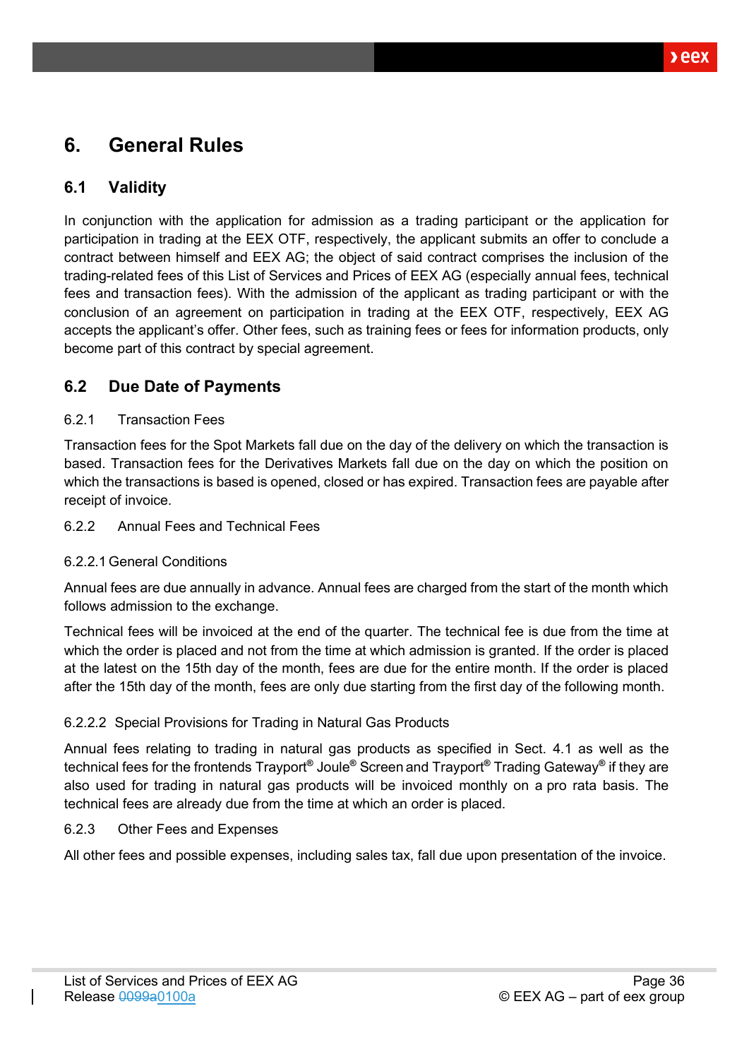# 6. General Rules

## 6.1 Validity

In conjunction with the application for admission as a trading participant or the application for participation in trading at the EEX OTF, respectively, the applicant submits an offer to conclude a contract between himself and EEX AG; the object of said contract comprises the inclusion of the trading-related fees of this List of Services and Prices of EEX AG (especially annual fees, technical fees and transaction fees). With the admission of the applicant as trading participant or with the conclusion of an agreement on participation in trading at the EEX OTF, respectively, EEX AG accepts the applicant's offer. Other fees, such as training fees or fees for information products, only become part of this contract by special agreement.

## 6.2 Due Date of Payments

### 6.2.1 Transaction Fees

Transaction fees for the Spot Markets fall due on the day of the delivery on which the transaction is based. Transaction fees for the Derivatives Markets fall due on the day on which the position on which the transactions is based is opened, closed or has expired. Transaction fees are payable after receipt of invoice.

### 6.2.2 Annual Fees and Technical Fees

#### 6.2.2.1 General Conditions

Annual fees are due annually in advance. Annual fees are charged from the start of the month which follows admission to the exchange.

Technical fees will be invoiced at the end of the quarter. The technical fee is due from the time at which the order is placed and not from the time at which admission is granted. If the order is placed at the latest on the 15th day of the month, fees are due for the entire month. If the order is placed after the 15th day of the month, fees are only due starting from the first day of the following month.

#### 6.2.2.2 Special Provisions for Trading in Natural Gas Products

Annual fees relating to trading in natural gas products as specified in Sect. 4.1 as well as the technical fees for the frontends Trayport® Joule® Screen and Trayport® Trading Gateway® if they are also used for trading in natural gas products will be invoiced monthly on a pro rata basis. The technical fees are already due from the time at which an order is placed.

### 6.2.3 Other Fees and Expenses

All other fees and possible expenses, including sales tax, fall due upon presentation of the invoice.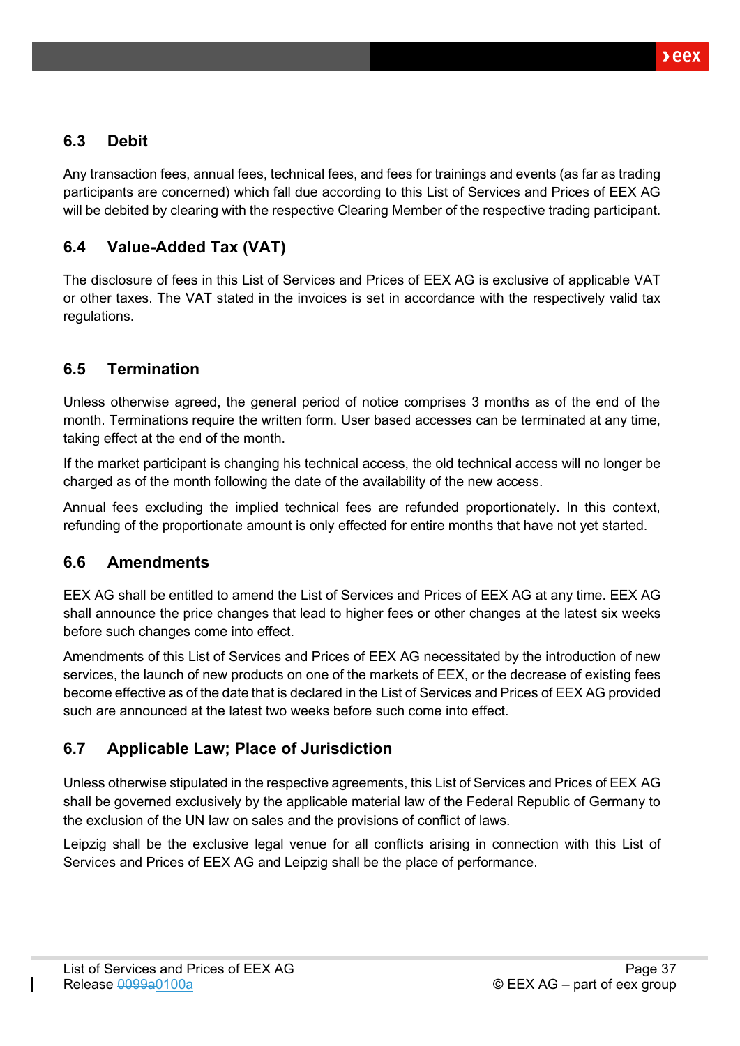## 6.3 Debit

Any transaction fees, annual fees, technical fees, and fees for trainings and events (as far as trading participants are concerned) which fall due according to this List of Services and Prices of EEX AG will be debited by clearing with the respective Clearing Member of the respective trading participant.

## 6.4 Value-Added Tax (VAT)

The disclosure of fees in this List of Services and Prices of EEX AG is exclusive of applicable VAT or other taxes. The VAT stated in the invoices is set in accordance with the respectively valid tax regulations.

## 6.5 Termination

Unless otherwise agreed, the general period of notice comprises 3 months as of the end of the month. Terminations require the written form. User based accesses can be terminated at any time, taking effect at the end of the month.

If the market participant is changing his technical access, the old technical access will no longer be charged as of the month following the date of the availability of the new access.

Annual fees excluding the implied technical fees are refunded proportionately. In this context, refunding of the proportionate amount is only effected for entire months that have not yet started.

## 6.6 Amendments

EEX AG shall be entitled to amend the List of Services and Prices of EEX AG at any time. EEX AG shall announce the price changes that lead to higher fees or other changes at the latest six weeks before such changes come into effect.

Amendments of this List of Services and Prices of EEX AG necessitated by the introduction of new services, the launch of new products on one of the markets of EEX, or the decrease of existing fees become effective as of the date that is declared in the List of Services and Prices of EEX AG provided such are announced at the latest two weeks before such come into effect.

## 6.7 Applicable Law; Place of Jurisdiction

Unless otherwise stipulated in the respective agreements, this List of Services and Prices of EEX AG shall be governed exclusively by the applicable material law of the Federal Republic of Germany to the exclusion of the UN law on sales and the provisions of conflict of laws.

Leipzig shall be the exclusive legal venue for all conflicts arising in connection with this List of Services and Prices of EEX AG and Leipzig shall be the place of performance.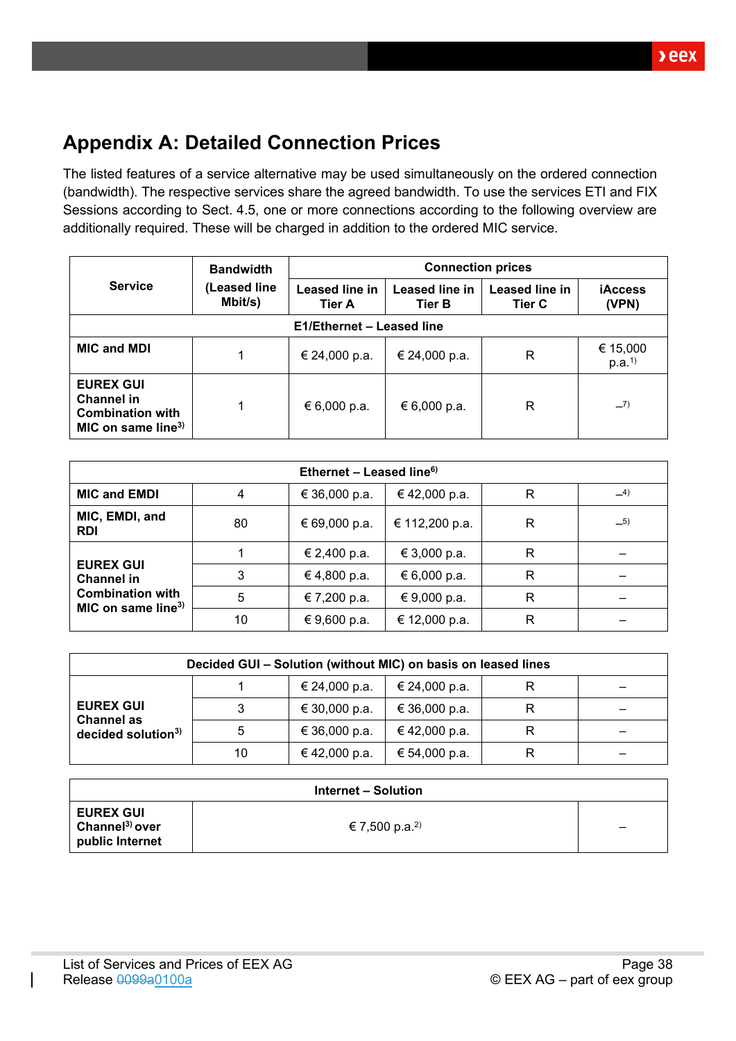## Appendix A: Detailed Connection Prices

The listed features of a service alternative may be used simultaneously on the ordered connection (bandwidth). The respective services share the agreed bandwidth. To use the services ETI and FIX Sessions according to Sect. 4.5, one or more connections according to the following overview are additionally required. These will be charged in addition to the ordered MIC service.

| Service | Bandwidth (Leased line Mbit/s) | Connection prices | | | |
|---|---|---|---|---|---|
| | | Leased line in Tier A | Leased line in Tier B | Leased line in Tier C | iAccess (VPN) |
| **E1/Ethernet – Leased line** | | | | | |
| **MIC and MDI** | 1 | € 24,000 p.a. | € 24,000 p.a. | R | € 15,000 p.a.[1] |
| **EUREX GUI Channel in Combination with MIC on same line[3]** | 1 | € 6,000 p.a. | € 6,000 p.a. | R | –[7] |

| **Ethernet – Leased line[6]** | | | | | |
|---|---|---|---|---|---|
| **MIC and EMDI** | 4 | € 36,000 p.a. | € 42,000 p.a. | R | –[4] |
| **MIC, EMDI, and RDI** | 80 | € 69,000 p.a. | € 112,200 p.a. | R | –[5] |
| **EUREX GUI Channel in Combination with MIC on same line[3]** | 1 | € 2,400 p.a. | € 3,000 p.a. | R | – |
| | 3 | € 4,800 p.a. | € 6,000 p.a. | R | – |
| | 5 | € 7,200 p.a. | € 9,000 p.a. | R | – |
| | 10 | € 9,600 p.a. | € 12,000 p.a. | R | – |

| **Decided GUI – Solution (without MIC) on basis on leased lines** | | | | | |
|---|---|---|---|---|---|
| **EUREX GUI Channel as decided solution[3]** | 1 | € 24,000 p.a. | € 24,000 p.a. | R | – |
| | 3 | € 30,000 p.a. | € 36,000 p.a. | R | – |
| | 5 | € 36,000 p.a. | € 42,000 p.a. | R | – |
| | 10 | € 42,000 p.a. | € 54,000 p.a. | R | – |

| **Internet – Solution** | | |
|---|---|---|
| **EUREX GUI Channel[3] over public Internet** | € 7,500 p.a.[2] | – |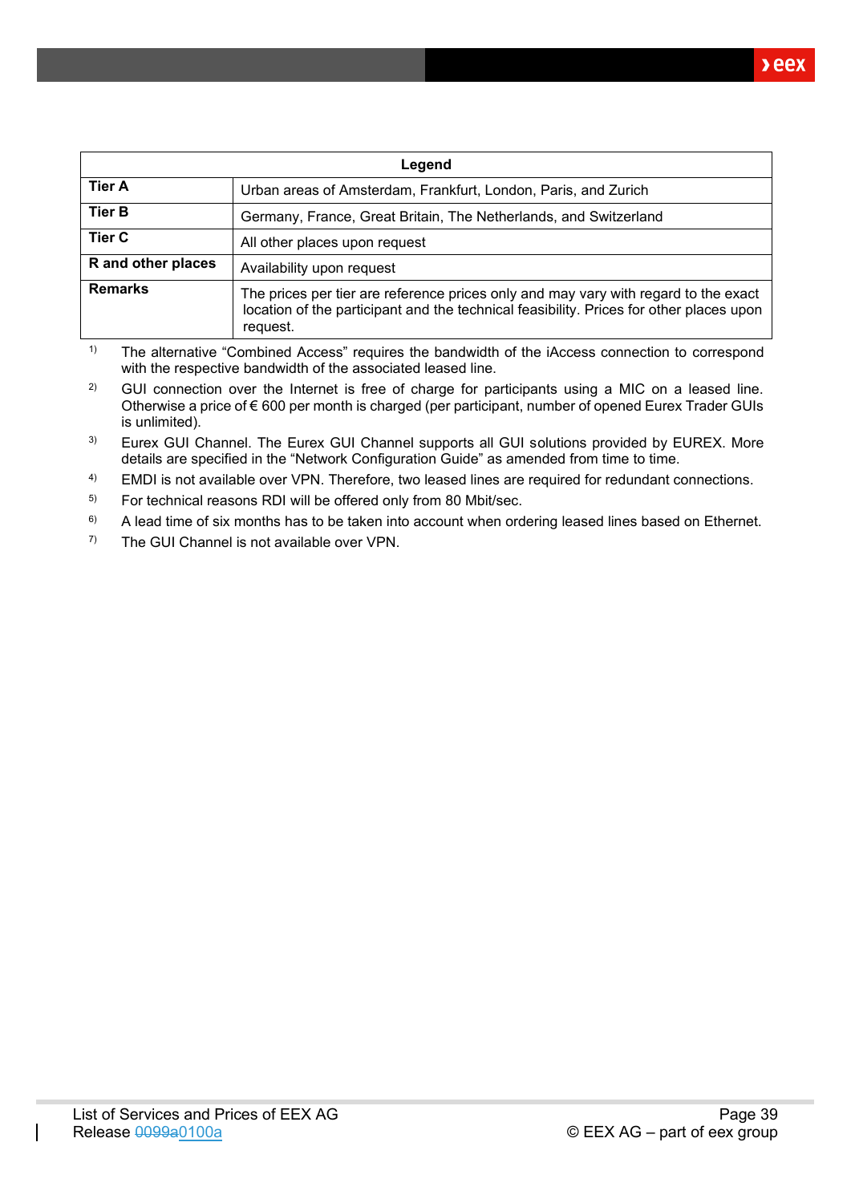| Legend | |
|---|---|
| **Tier A** | Urban areas of Amsterdam, Frankfurt, London, Paris, and Zurich |
| **Tier B** | Germany, France, Great Britain, The Netherlands, and Switzerland |
| **Tier C** | All other places upon request |
| **R and other places** | Availability upon request |
| **Remarks** | The prices per tier are reference prices only and may vary with regard to the exact location of the participant and the technical feasibility. Prices for other places upon request. |

1) The alternative "Combined Access" requires the bandwidth of the iAccess connection to correspond with the respective bandwidth of the associated leased line.

2) GUI connection over the Internet is free of charge for participants using a MIC on a leased line. Otherwise a price of € 600 per month is charged (per participant, number of opened Eurex Trader GUIs is unlimited).

3) Eurex GUI Channel. The Eurex GUI Channel supports all GUI solutions provided by EUREX. More details are specified in the "Network Configuration Guide" as amended from time to time.

4) EMDI is not available over VPN. Therefore, two leased lines are required for redundant connections.

5) For technical reasons RDI will be offered only from 80 Mbit/sec.

6) A lead time of six months has to be taken into account when ordering leased lines based on Ethernet.

7) The GUI Channel is not available over VPN.